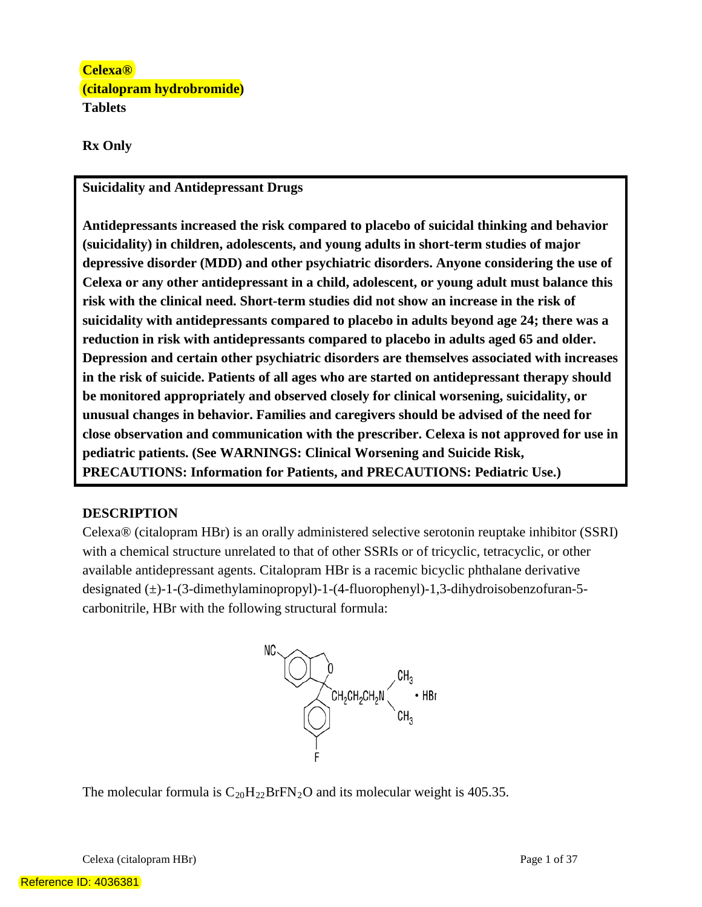**Celexa®**
**(citalopram hydrobromide)**
**Tablets**

**Rx Only**

**Suicidality and Antidepressant Drugs**

**Antidepressants increased the risk compared to placebo of suicidal thinking and behavior (suicidality) in children, adolescents, and young adults in short-term studies of major depressive disorder (MDD) and other psychiatric disorders. Anyone considering the use of Celexa or any other antidepressant in a child, adolescent, or young adult must balance this risk with the clinical need. Short-term studies did not show an increase in the risk of suicidality with antidepressants compared to placebo in adults beyond age 24; there was a reduction in risk with antidepressants compared to placebo in adults aged 65 and older. Depression and certain other psychiatric disorders are themselves associated with increases in the risk of suicide. Patients of all ages who are started on antidepressant therapy should be monitored appropriately and observed closely for clinical worsening, suicidality, or unusual changes in behavior. Families and caregivers should be advised of the need for close observation and communication with the prescriber. Celexa is not approved for use in pediatric patients. (See WARNINGS: Clinical Worsening and Suicide Risk, PRECAUTIONS: Information for Patients, and PRECAUTIONS: Pediatric Use.)**

## DESCRIPTION

Celexa® (citalopram HBr) is an orally administered selective serotonin reuptake inhibitor (SSRI) with a chemical structure unrelated to that of other SSRIs or of tricyclic, tetracyclic, or other available antidepressant agents. Citalopram HBr is a racemic bicyclic phthalane derivative designated (±)-1-(3-dimethylaminopropyl)-1-(4-fluorophenyl)-1,3-dihydroisobenzofuran-5-carbonitrile, HBr with the following structural formula:

The molecular formula is $C_{20}H_{22}BrFN_2O$ and its molecular weight is 405.35.

Reference ID: 4036381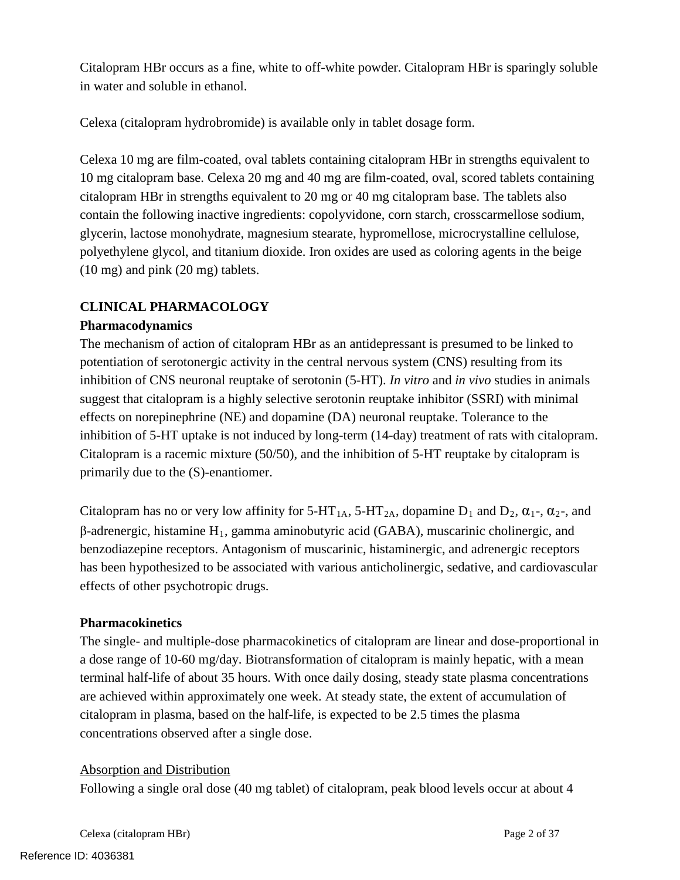Citalopram HBr occurs as a fine, white to off-white powder. Citalopram HBr is sparingly soluble in water and soluble in ethanol.

Celexa (citalopram hydrobromide) is available only in tablet dosage form.

Celexa 10 mg are film-coated, oval tablets containing citalopram HBr in strengths equivalent to 10 mg citalopram base. Celexa 20 mg and 40 mg are film-coated, oval, scored tablets containing citalopram HBr in strengths equivalent to 20 mg or 40 mg citalopram base. The tablets also contain the following inactive ingredients: copolyvidone, corn starch, crosscarmellose sodium, glycerin, lactose monohydrate, magnesium stearate, hypromellose, microcrystalline cellulose, polyethylene glycol, and titanium dioxide. Iron oxides are used as coloring agents in the beige (10 mg) and pink (20 mg) tablets.

## CLINICAL PHARMACOLOGY

### Pharmacodynamics

The mechanism of action of citalopram HBr as an antidepressant is presumed to be linked to potentiation of serotonergic activity in the central nervous system (CNS) resulting from its inhibition of CNS neuronal reuptake of serotonin (5-HT). *In vitro* and *in vivo* studies in animals suggest that citalopram is a highly selective serotonin reuptake inhibitor (SSRI) with minimal effects on norepinephrine (NE) and dopamine (DA) neuronal reuptake. Tolerance to the inhibition of 5-HT uptake is not induced by long-term (14-day) treatment of rats with citalopram. Citalopram is a racemic mixture (50/50), and the inhibition of 5-HT reuptake by citalopram is primarily due to the (S)-enantiomer.

Citalopram has no or very low affinity for 5-$HT_{1A}$, 5-$HT_{2A}$, dopamine $D_1$ and $D_2$, $\alpha_1$-, $\alpha_2$-, and $\beta$-adrenergic, histamine $H_1$, gamma aminobutyric acid (GABA), muscarinic cholinergic, and benzodiazepine receptors. Antagonism of muscarinic, histaminergic, and adrenergic receptors has been hypothesized to be associated with various anticholinergic, sedative, and cardiovascular effects of other psychotropic drugs.

### Pharmacokinetics

The single- and multiple-dose pharmacokinetics of citalopram are linear and dose-proportional in a dose range of 10-60 mg/day. Biotransformation of citalopram is mainly hepatic, with a mean terminal half-life of about 35 hours. With once daily dosing, steady state plasma concentrations are achieved within approximately one week. At steady state, the extent of accumulation of citalopram in plasma, based on the half-life, is expected to be 2.5 times the plasma concentrations observed after a single dose.

Absorption and Distribution

Following a single oral dose (40 mg tablet) of citalopram, peak blood levels occur at about 4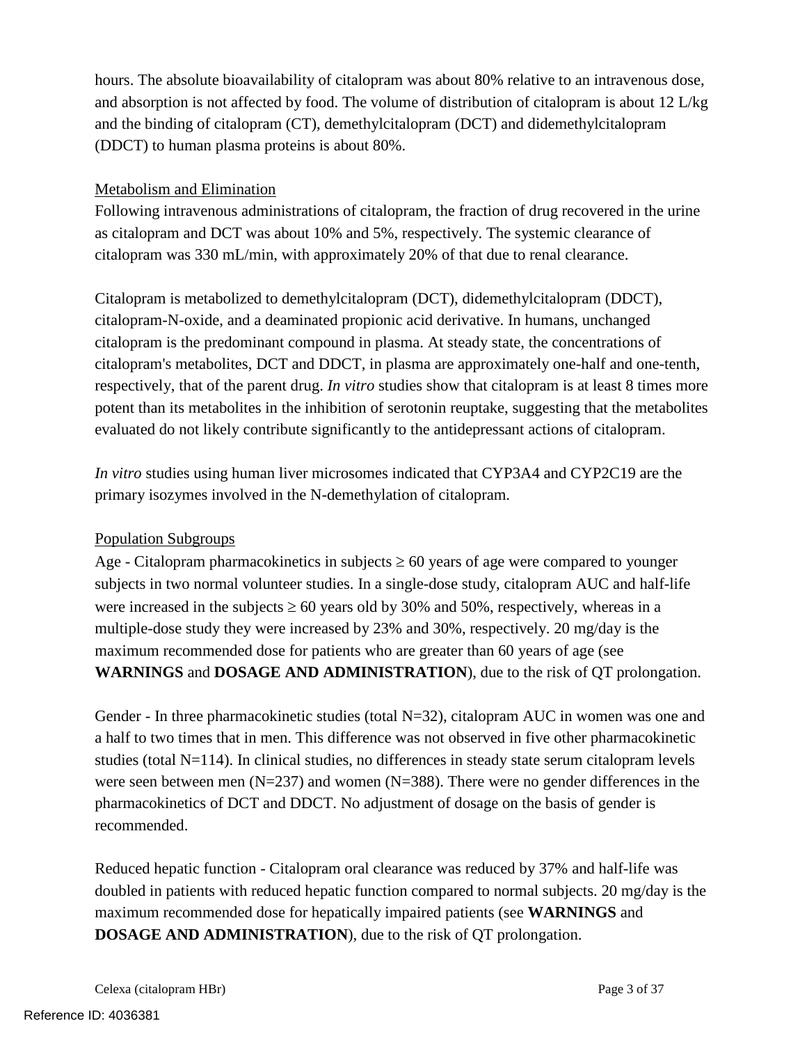hours. The absolute bioavailability of citalopram was about 80% relative to an intravenous dose, and absorption is not affected by food. The volume of distribution of citalopram is about 12 L/kg and the binding of citalopram (CT), demethylcitalopram (DCT) and didemethylcitalopram (DDCT) to human plasma proteins is about 80%.

Metabolism and Elimination

Following intravenous administrations of citalopram, the fraction of drug recovered in the urine as citalopram and DCT was about 10% and 5%, respectively. The systemic clearance of citalopram was 330 mL/min, with approximately 20% of that due to renal clearance.

Citalopram is metabolized to demethylcitalopram (DCT), didemethylcitalopram (DDCT), citalopram-N-oxide, and a deaminated propionic acid derivative. In humans, unchanged citalopram is the predominant compound in plasma. At steady state, the concentrations of citalopram's metabolites, DCT and DDCT, in plasma are approximately one-half and one-tenth, respectively, that of the parent drug. *In vitro* studies show that citalopram is at least 8 times more potent than its metabolites in the inhibition of serotonin reuptake, suggesting that the metabolites evaluated do not likely contribute significantly to the antidepressant actions of citalopram.

*In vitro* studies using human liver microsomes indicated that CYP3A4 and CYP2C19 are the primary isozymes involved in the N-demethylation of citalopram.

Population Subgroups

Age - Citalopram pharmacokinetics in subjects ≥ 60 years of age were compared to younger subjects in two normal volunteer studies. In a single-dose study, citalopram AUC and half-life were increased in the subjects ≥ 60 years old by 30% and 50%, respectively, whereas in a multiple-dose study they were increased by 23% and 30%, respectively. 20 mg/day is the maximum recommended dose for patients who are greater than 60 years of age (see **WARNINGS** and **DOSAGE AND ADMINISTRATION**), due to the risk of QT prolongation.

Gender - In three pharmacokinetic studies (total N=32), citalopram AUC in women was one and a half to two times that in men. This difference was not observed in five other pharmacokinetic studies (total N=114). In clinical studies, no differences in steady state serum citalopram levels were seen between men (N=237) and women (N=388). There were no gender differences in the pharmacokinetics of DCT and DDCT. No adjustment of dosage on the basis of gender is recommended.

Reduced hepatic function - Citalopram oral clearance was reduced by 37% and half-life was doubled in patients with reduced hepatic function compared to normal subjects. 20 mg/day is the maximum recommended dose for hepatically impaired patients (see **WARNINGS** and **DOSAGE AND ADMINISTRATION**), due to the risk of QT prolongation.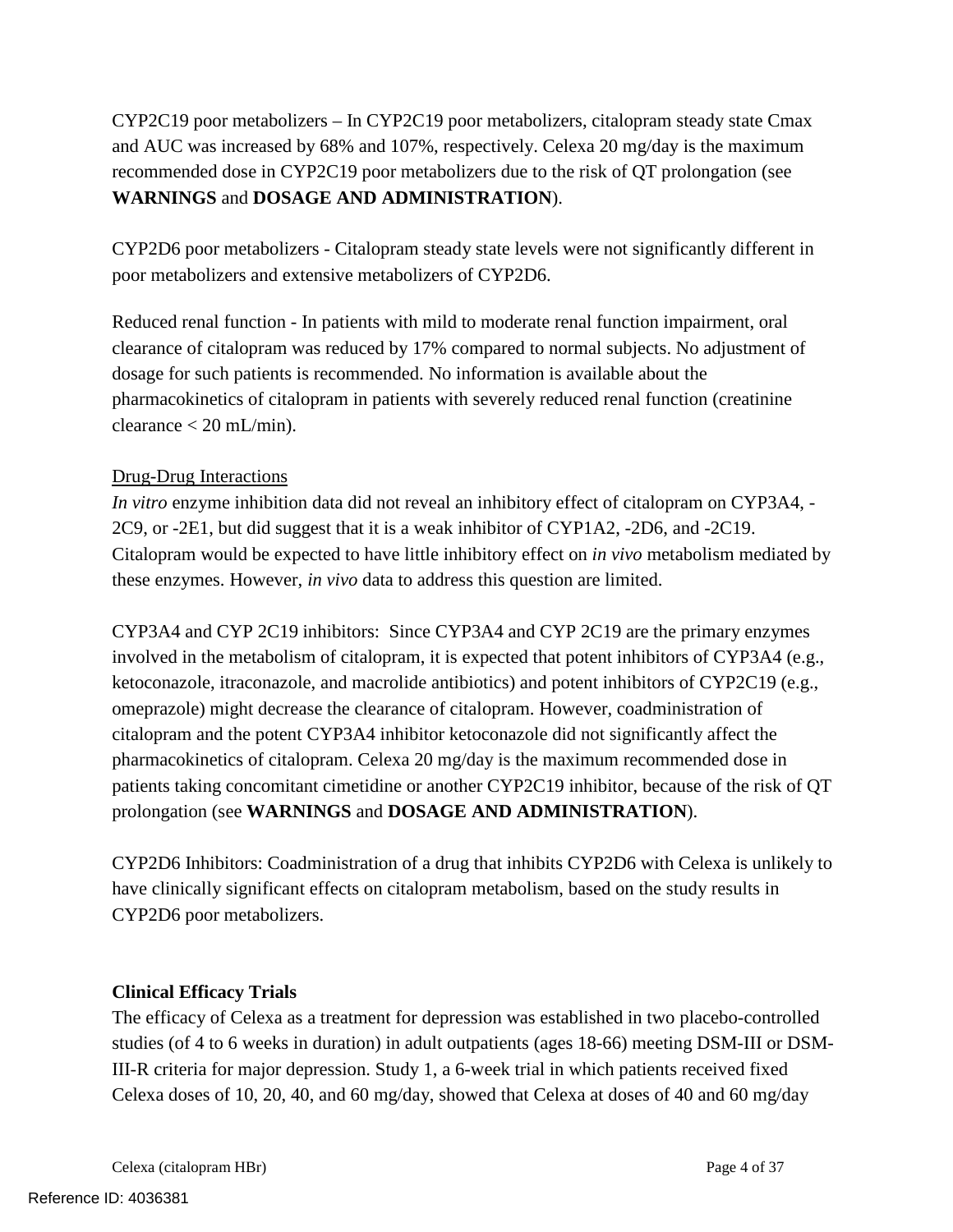CYP2C19 poor metabolizers – In CYP2C19 poor metabolizers, citalopram steady state Cmax and AUC was increased by 68% and 107%, respectively. Celexa 20 mg/day is the maximum recommended dose in CYP2C19 poor metabolizers due to the risk of QT prolongation (see **WARNINGS** and **DOSAGE AND ADMINISTRATION**).

CYP2D6 poor metabolizers - Citalopram steady state levels were not significantly different in poor metabolizers and extensive metabolizers of CYP2D6.

Reduced renal function - In patients with mild to moderate renal function impairment, oral clearance of citalopram was reduced by 17% compared to normal subjects. No adjustment of dosage for such patients is recommended. No information is available about the pharmacokinetics of citalopram in patients with severely reduced renal function (creatinine clearance < 20 mL/min).

<u>Drug-Drug Interactions</u>

*In vitro* enzyme inhibition data did not reveal an inhibitory effect of citalopram on CYP3A4, -2C9, or -2E1, but did suggest that it is a weak inhibitor of CYP1A2, -2D6, and -2C19. Citalopram would be expected to have little inhibitory effect on *in vivo* metabolism mediated by these enzymes. However, *in vivo* data to address this question are limited.

CYP3A4 and CYP 2C19 inhibitors: Since CYP3A4 and CYP 2C19 are the primary enzymes involved in the metabolism of citalopram, it is expected that potent inhibitors of CYP3A4 (e.g., ketoconazole, itraconazole, and macrolide antibiotics) and potent inhibitors of CYP2C19 (e.g., omeprazole) might decrease the clearance of citalopram. However, coadministration of citalopram and the potent CYP3A4 inhibitor ketoconazole did not significantly affect the pharmacokinetics of citalopram. Celexa 20 mg/day is the maximum recommended dose in patients taking concomitant cimetidine or another CYP2C19 inhibitor, because of the risk of QT prolongation (see **WARNINGS** and **DOSAGE AND ADMINISTRATION**).

CYP2D6 Inhibitors: Coadministration of a drug that inhibits CYP2D6 with Celexa is unlikely to have clinically significant effects on citalopram metabolism, based on the study results in CYP2D6 poor metabolizers.

**Clinical Efficacy Trials**

The efficacy of Celexa as a treatment for depression was established in two placebo-controlled studies (of 4 to 6 weeks in duration) in adult outpatients (ages 18-66) meeting DSM-III or DSM-III-R criteria for major depression. Study 1, a 6-week trial in which patients received fixed Celexa doses of 10, 20, 40, and 60 mg/day, showed that Celexa at doses of 40 and 60 mg/day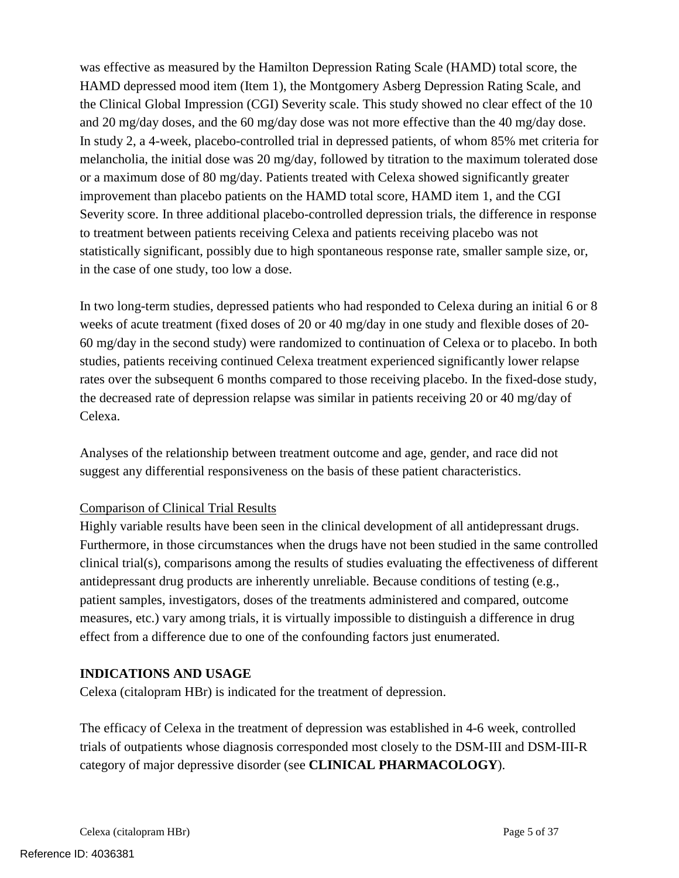was effective as measured by the Hamilton Depression Rating Scale (HAMD) total score, the HAMD depressed mood item (Item 1), the Montgomery Asberg Depression Rating Scale, and the Clinical Global Impression (CGI) Severity scale. This study showed no clear effect of the 10 and 20 mg/day doses, and the 60 mg/day dose was not more effective than the 40 mg/day dose. In study 2, a 4-week, placebo-controlled trial in depressed patients, of whom 85% met criteria for melancholia, the initial dose was 20 mg/day, followed by titration to the maximum tolerated dose or a maximum dose of 80 mg/day. Patients treated with Celexa showed significantly greater improvement than placebo patients on the HAMD total score, HAMD item 1, and the CGI Severity score. In three additional placebo-controlled depression trials, the difference in response to treatment between patients receiving Celexa and patients receiving placebo was not statistically significant, possibly due to high spontaneous response rate, smaller sample size, or, in the case of one study, too low a dose.

In two long-term studies, depressed patients who had responded to Celexa during an initial 6 or 8 weeks of acute treatment (fixed doses of 20 or 40 mg/day in one study and flexible doses of 20-60 mg/day in the second study) were randomized to continuation of Celexa or to placebo. In both studies, patients receiving continued Celexa treatment experienced significantly lower relapse rates over the subsequent 6 months compared to those receiving placebo. In the fixed-dose study, the decreased rate of depression relapse was similar in patients receiving 20 or 40 mg/day of Celexa.

Analyses of the relationship between treatment outcome and age, gender, and race did not suggest any differential responsiveness on the basis of these patient characteristics.

Comparison of Clinical Trial Results

Highly variable results have been seen in the clinical development of all antidepressant drugs. Furthermore, in those circumstances when the drugs have not been studied in the same controlled clinical trial(s), comparisons among the results of studies evaluating the effectiveness of different antidepressant drug products are inherently unreliable. Because conditions of testing (e.g., patient samples, investigators, doses of the treatments administered and compared, outcome measures, etc.) vary among trials, it is virtually impossible to distinguish a difference in drug effect from a difference due to one of the confounding factors just enumerated.

## INDICATIONS AND USAGE

Celexa (citalopram HBr) is indicated for the treatment of depression.

The efficacy of Celexa in the treatment of depression was established in 4-6 week, controlled trials of outpatients whose diagnosis corresponded most closely to the DSM-III and DSM-III-R category of major depressive disorder (see **CLINICAL PHARMACOLOGY**).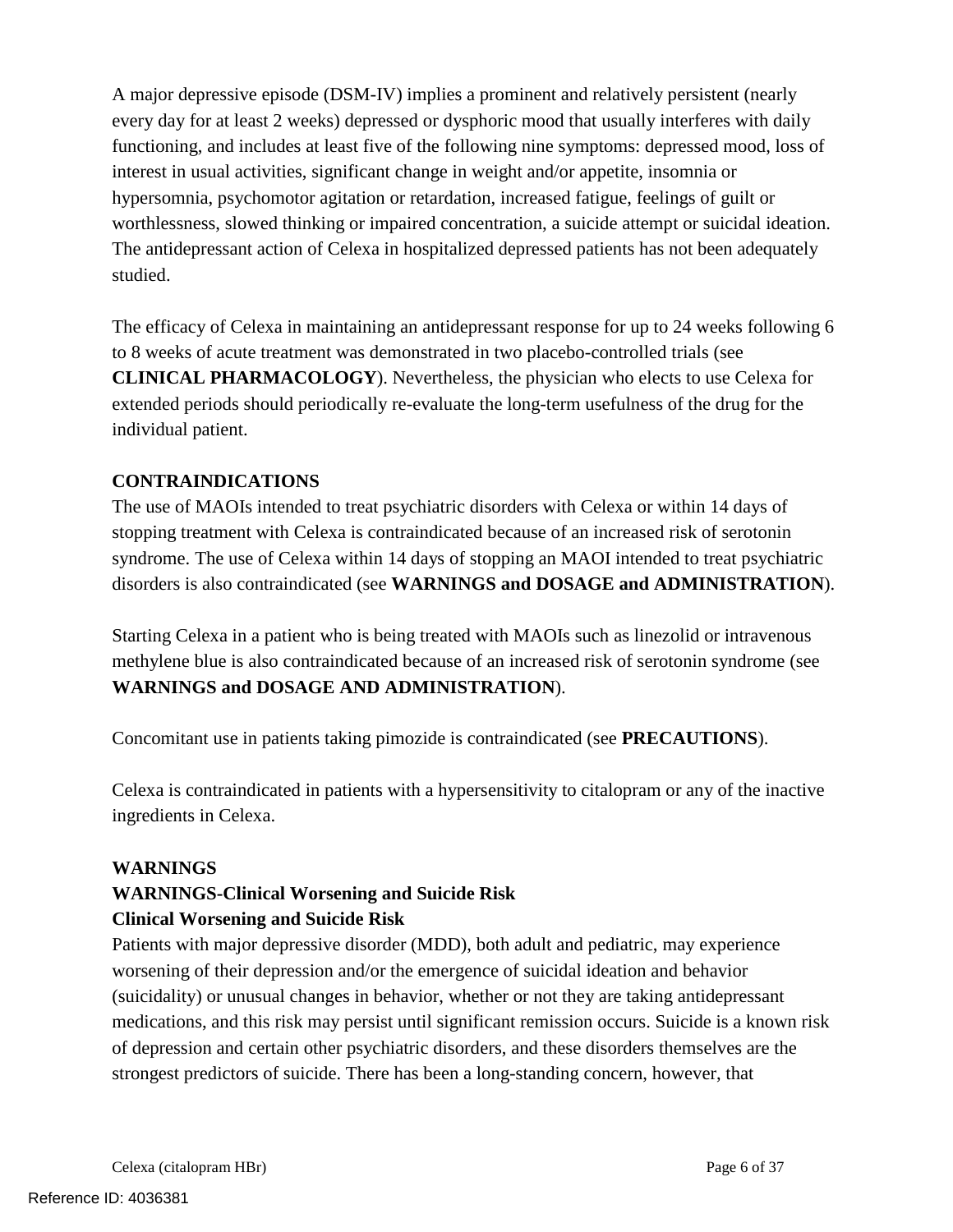A major depressive episode (DSM-IV) implies a prominent and relatively persistent (nearly every day for at least 2 weeks) depressed or dysphoric mood that usually interferes with daily functioning, and includes at least five of the following nine symptoms: depressed mood, loss of interest in usual activities, significant change in weight and/or appetite, insomnia or hypersomnia, psychomotor agitation or retardation, increased fatigue, feelings of guilt or worthlessness, slowed thinking or impaired concentration, a suicide attempt or suicidal ideation. The antidepressant action of Celexa in hospitalized depressed patients has not been adequately studied.

The efficacy of Celexa in maintaining an antidepressant response for up to 24 weeks following 6 to 8 weeks of acute treatment was demonstrated in two placebo-controlled trials (see **CLINICAL PHARMACOLOGY**). Nevertheless, the physician who elects to use Celexa for extended periods should periodically re-evaluate the long-term usefulness of the drug for the individual patient.

## CONTRAINDICATIONS

The use of MAOIs intended to treat psychiatric disorders with Celexa or within 14 days of stopping treatment with Celexa is contraindicated because of an increased risk of serotonin syndrome. The use of Celexa within 14 days of stopping an MAOI intended to treat psychiatric disorders is also contraindicated (see **WARNINGS and DOSAGE and ADMINISTRATION**).

Starting Celexa in a patient who is being treated with MAOIs such as linezolid or intravenous methylene blue is also contraindicated because of an increased risk of serotonin syndrome (see **WARNINGS and DOSAGE AND ADMINISTRATION**).

Concomitant use in patients taking pimozide is contraindicated (see **PRECAUTIONS**).

Celexa is contraindicated in patients with a hypersensitivity to citalopram or any of the inactive ingredients in Celexa.

## WARNINGS

### WARNINGS-Clinical Worsening and Suicide Risk

### Clinical Worsening and Suicide Risk

Patients with major depressive disorder (MDD), both adult and pediatric, may experience worsening of their depression and/or the emergence of suicidal ideation and behavior (suicidality) or unusual changes in behavior, whether or not they are taking antidepressant medications, and this risk may persist until significant remission occurs. Suicide is a known risk of depression and certain other psychiatric disorders, and these disorders themselves are the strongest predictors of suicide. There has been a long-standing concern, however, that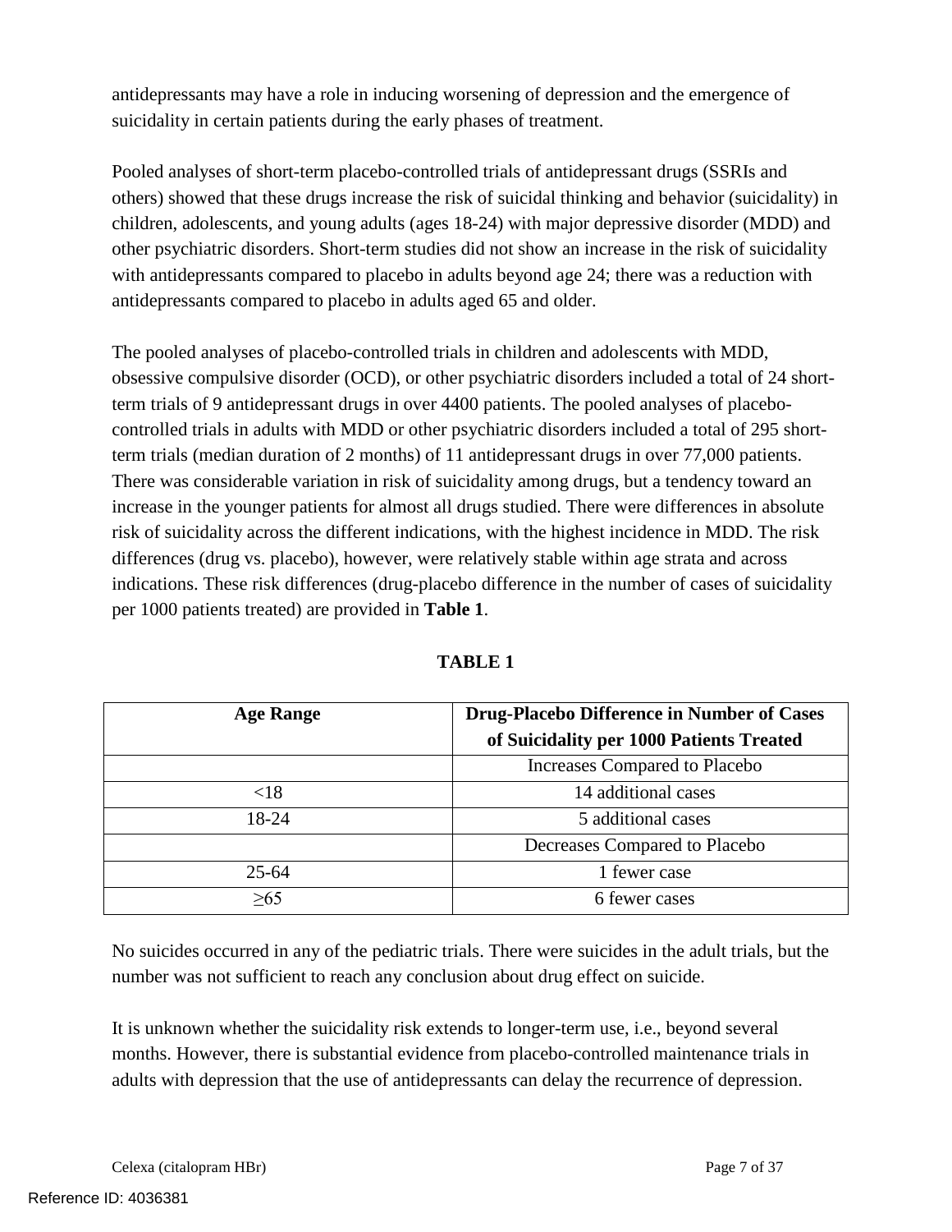antidepressants may have a role in inducing worsening of depression and the emergence of suicidality in certain patients during the early phases of treatment.

Pooled analyses of short-term placebo-controlled trials of antidepressant drugs (SSRIs and others) showed that these drugs increase the risk of suicidal thinking and behavior (suicidality) in children, adolescents, and young adults (ages 18-24) with major depressive disorder (MDD) and other psychiatric disorders. Short-term studies did not show an increase in the risk of suicidality with antidepressants compared to placebo in adults beyond age 24; there was a reduction with antidepressants compared to placebo in adults aged 65 and older.

The pooled analyses of placebo-controlled trials in children and adolescents with MDD, obsessive compulsive disorder (OCD), or other psychiatric disorders included a total of 24 short-term trials of 9 antidepressant drugs in over 4400 patients. The pooled analyses of placebo-controlled trials in adults with MDD or other psychiatric disorders included a total of 295 short-term trials (median duration of 2 months) of 11 antidepressant drugs in over 77,000 patients. There was considerable variation in risk of suicidality among drugs, but a tendency toward an increase in the younger patients for almost all drugs studied. There were differences in absolute risk of suicidality across the different indications, with the highest incidence in MDD. The risk differences (drug vs. placebo), however, were relatively stable within age strata and across indications. These risk differences (drug-placebo difference in the number of cases of suicidality per 1000 patients treated) are provided in **Table 1**.

**TABLE 1**

| Age Range | Drug-Placebo Difference in Number of Cases of Suicidality per 1000 Patients Treated |
|---|---|
| | Increases Compared to Placebo |
| <18 | 14 additional cases |
| 18-24 | 5 additional cases |
| | Decreases Compared to Placebo |
| 25-64 | 1 fewer case |
| ≥65 | 6 fewer cases |

No suicides occurred in any of the pediatric trials. There were suicides in the adult trials, but the number was not sufficient to reach any conclusion about drug effect on suicide.

It is unknown whether the suicidality risk extends to longer-term use, i.e., beyond several months. However, there is substantial evidence from placebo-controlled maintenance trials in adults with depression that the use of antidepressants can delay the recurrence of depression.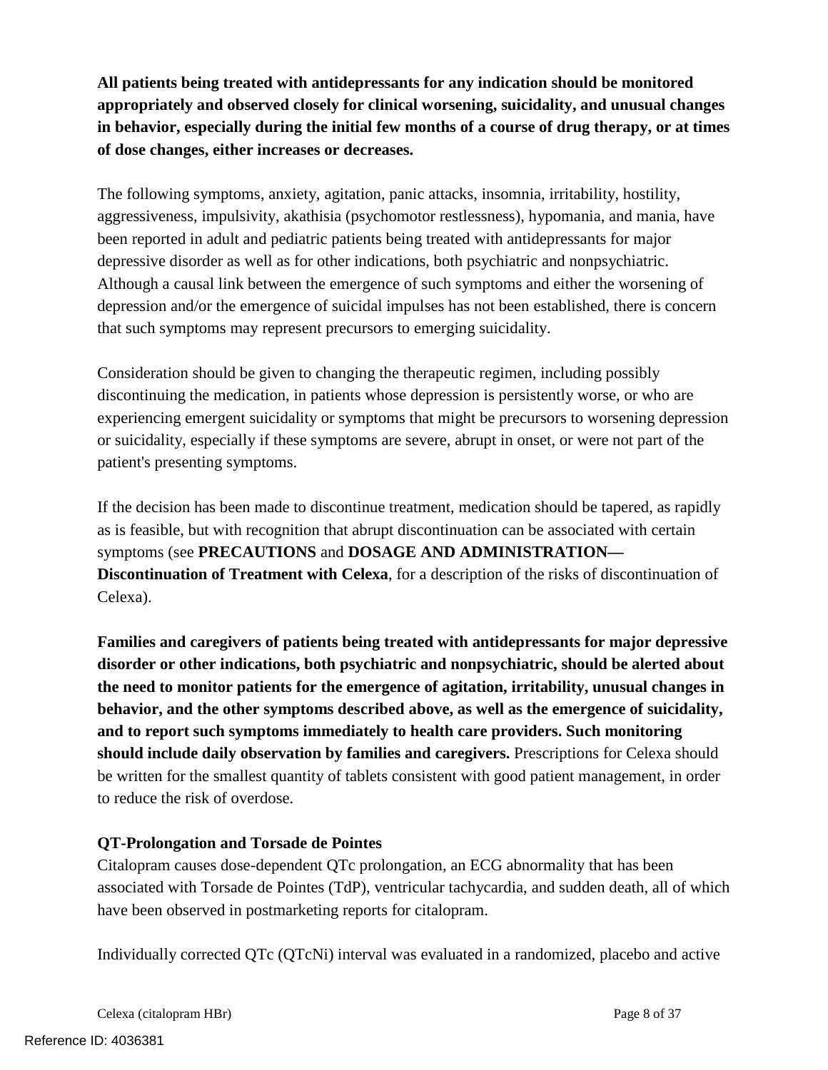**All patients being treated with antidepressants for any indication should be monitored appropriately and observed closely for clinical worsening, suicidality, and unusual changes in behavior, especially during the initial few months of a course of drug therapy, or at times of dose changes, either increases or decreases.**

The following symptoms, anxiety, agitation, panic attacks, insomnia, irritability, hostility, aggressiveness, impulsivity, akathisia (psychomotor restlessness), hypomania, and mania, have been reported in adult and pediatric patients being treated with antidepressants for major depressive disorder as well as for other indications, both psychiatric and nonpsychiatric. Although a causal link between the emergence of such symptoms and either the worsening of depression and/or the emergence of suicidal impulses has not been established, there is concern that such symptoms may represent precursors to emerging suicidality.

Consideration should be given to changing the therapeutic regimen, including possibly discontinuing the medication, in patients whose depression is persistently worse, or who are experiencing emergent suicidality or symptoms that might be precursors to worsening depression or suicidality, especially if these symptoms are severe, abrupt in onset, or were not part of the patient's presenting symptoms.

If the decision has been made to discontinue treatment, medication should be tapered, as rapidly as is feasible, but with recognition that abrupt discontinuation can be associated with certain symptoms (see **PRECAUTIONS** and **DOSAGE AND ADMINISTRATION—Discontinuation of Treatment with Celexa**, for a description of the risks of discontinuation of Celexa).

**Families and caregivers of patients being treated with antidepressants for major depressive disorder or other indications, both psychiatric and nonpsychiatric, should be alerted about the need to monitor patients for the emergence of agitation, irritability, unusual changes in behavior, and the other symptoms described above, as well as the emergence of suicidality, and to report such symptoms immediately to health care providers. Such monitoring should include daily observation by families and caregivers.** Prescriptions for Celexa should be written for the smallest quantity of tablets consistent with good patient management, in order to reduce the risk of overdose.

**QT-Prolongation and Torsade de Pointes**

Citalopram causes dose-dependent QTc prolongation, an ECG abnormality that has been associated with Torsade de Pointes (TdP), ventricular tachycardia, and sudden death, all of which have been observed in postmarketing reports for citalopram.

Individually corrected QTc (QTcNi) interval was evaluated in a randomized, placebo and active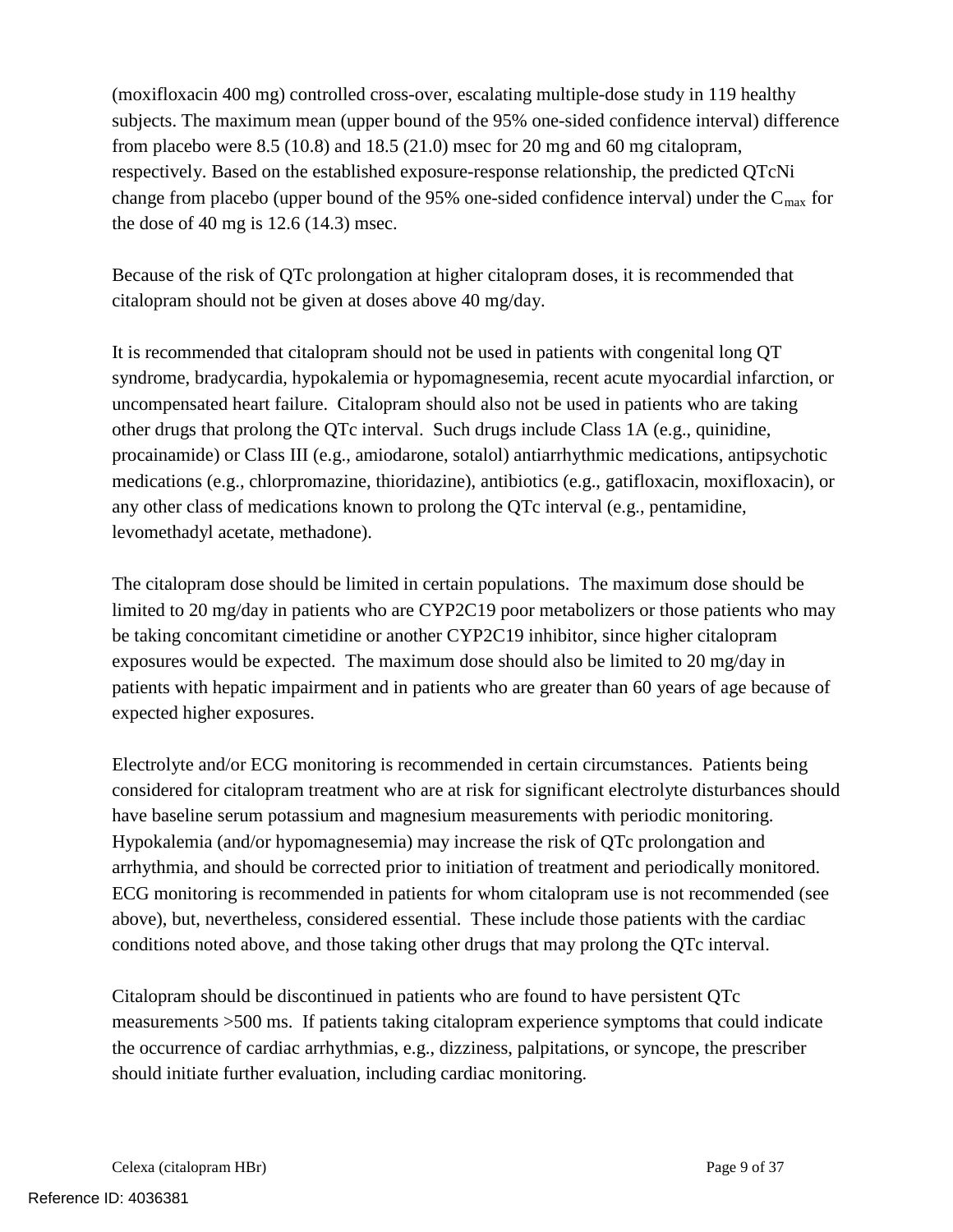(moxifloxacin 400 mg) controlled cross-over, escalating multiple-dose study in 119 healthy subjects. The maximum mean (upper bound of the 95% one-sided confidence interval) difference from placebo were 8.5 (10.8) and 18.5 (21.0) msec for 20 mg and 60 mg citalopram, respectively. Based on the established exposure-response relationship, the predicted QTcNi change from placebo (upper bound of the 95% one-sided confidence interval) under the $C_{max}$ for the dose of 40 mg is 12.6 (14.3) msec.

Because of the risk of QTc prolongation at higher citalopram doses, it is recommended that citalopram should not be given at doses above 40 mg/day.

It is recommended that citalopram should not be used in patients with congenital long QT syndrome, bradycardia, hypokalemia or hypomagnesemia, recent acute myocardial infarction, or uncompensated heart failure. Citalopram should also not be used in patients who are taking other drugs that prolong the QTc interval. Such drugs include Class 1A (e.g., quinidine, procainamide) or Class III (e.g., amiodarone, sotalol) antiarrhythmic medications, antipsychotic medications (e.g., chlorpromazine, thioridazine), antibiotics (e.g., gatifloxacin, moxifloxacin), or any other class of medications known to prolong the QTc interval (e.g., pentamidine, levomethadyl acetate, methadone).

The citalopram dose should be limited in certain populations. The maximum dose should be limited to 20 mg/day in patients who are CYP2C19 poor metabolizers or those patients who may be taking concomitant cimetidine or another CYP2C19 inhibitor, since higher citalopram exposures would be expected. The maximum dose should also be limited to 20 mg/day in patients with hepatic impairment and in patients who are greater than 60 years of age because of expected higher exposures.

Electrolyte and/or ECG monitoring is recommended in certain circumstances. Patients being considered for citalopram treatment who are at risk for significant electrolyte disturbances should have baseline serum potassium and magnesium measurements with periodic monitoring. Hypokalemia (and/or hypomagnesemia) may increase the risk of QTc prolongation and arrhythmia, and should be corrected prior to initiation of treatment and periodically monitored. ECG monitoring is recommended in patients for whom citalopram use is not recommended (see above), but, nevertheless, considered essential. These include those patients with the cardiac conditions noted above, and those taking other drugs that may prolong the QTc interval.

Citalopram should be discontinued in patients who are found to have persistent QTc measurements >500 ms. If patients taking citalopram experience symptoms that could indicate the occurrence of cardiac arrhythmias, e.g., dizziness, palpitations, or syncope, the prescriber should initiate further evaluation, including cardiac monitoring.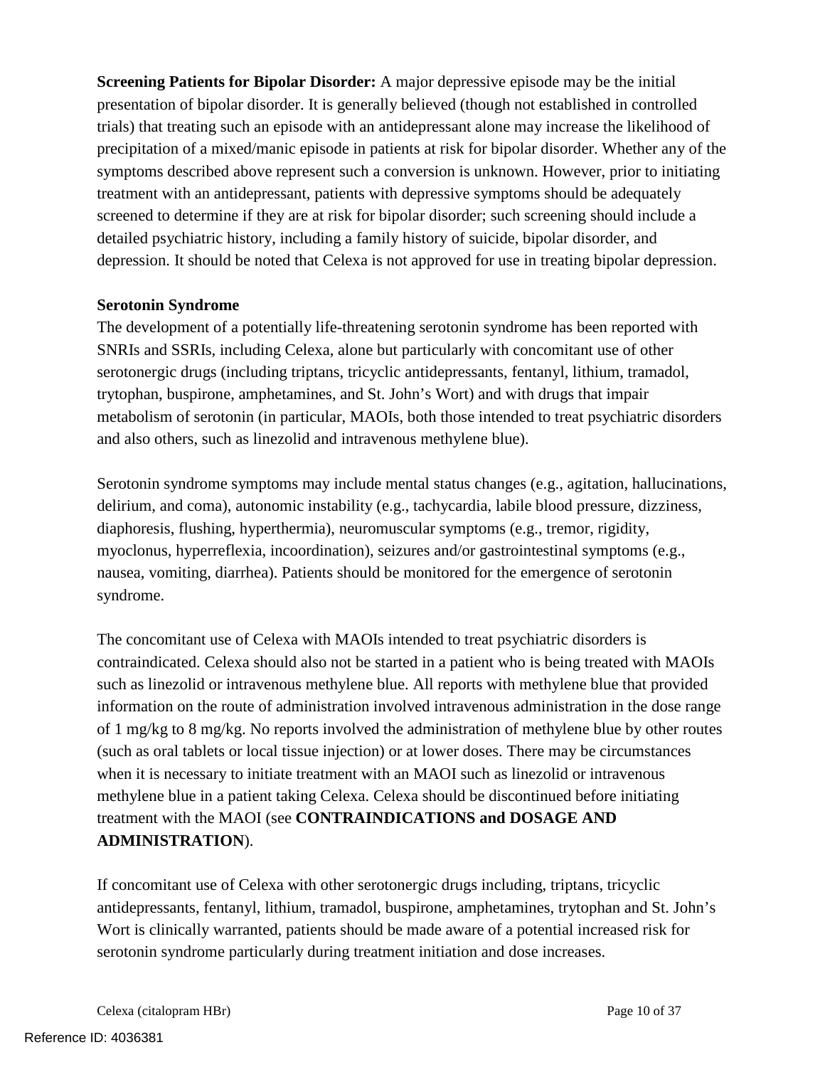**Screening Patients for Bipolar Disorder:** A major depressive episode may be the initial presentation of bipolar disorder. It is generally believed (though not established in controlled trials) that treating such an episode with an antidepressant alone may increase the likelihood of precipitation of a mixed/manic episode in patients at risk for bipolar disorder. Whether any of the symptoms described above represent such a conversion is unknown. However, prior to initiating treatment with an antidepressant, patients with depressive symptoms should be adequately screened to determine if they are at risk for bipolar disorder; such screening should include a detailed psychiatric history, including a family history of suicide, bipolar disorder, and depression. It should be noted that Celexa is not approved for use in treating bipolar depression.

**Serotonin Syndrome**

The development of a potentially life-threatening serotonin syndrome has been reported with SNRIs and SSRIs, including Celexa, alone but particularly with concomitant use of other serotonergic drugs (including triptans, tricyclic antidepressants, fentanyl, lithium, tramadol, trytophan, buspirone, amphetamines, and St. John's Wort) and with drugs that impair metabolism of serotonin (in particular, MAOIs, both those intended to treat psychiatric disorders and also others, such as linezolid and intravenous methylene blue).

Serotonin syndrome symptoms may include mental status changes (e.g., agitation, hallucinations, delirium, and coma), autonomic instability (e.g., tachycardia, labile blood pressure, dizziness, diaphoresis, flushing, hyperthermia), neuromuscular symptoms (e.g., tremor, rigidity, myoclonus, hyperreflexia, incoordination), seizures and/or gastrointestinal symptoms (e.g., nausea, vomiting, diarrhea). Patients should be monitored for the emergence of serotonin syndrome.

The concomitant use of Celexa with MAOIs intended to treat psychiatric disorders is contraindicated. Celexa should also not be started in a patient who is being treated with MAOIs such as linezolid or intravenous methylene blue. All reports with methylene blue that provided information on the route of administration involved intravenous administration in the dose range of 1 mg/kg to 8 mg/kg. No reports involved the administration of methylene blue by other routes (such as oral tablets or local tissue injection) or at lower doses. There may be circumstances when it is necessary to initiate treatment with an MAOI such as linezolid or intravenous methylene blue in a patient taking Celexa. Celexa should be discontinued before initiating treatment with the MAOI (see **CONTRAINDICATIONS and DOSAGE AND ADMINISTRATION**).

If concomitant use of Celexa with other serotonergic drugs including, triptans, tricyclic antidepressants, fentanyl, lithium, tramadol, buspirone, amphetamines, trytophan and St. John's Wort is clinically warranted, patients should be made aware of a potential increased risk for serotonin syndrome particularly during treatment initiation and dose increases.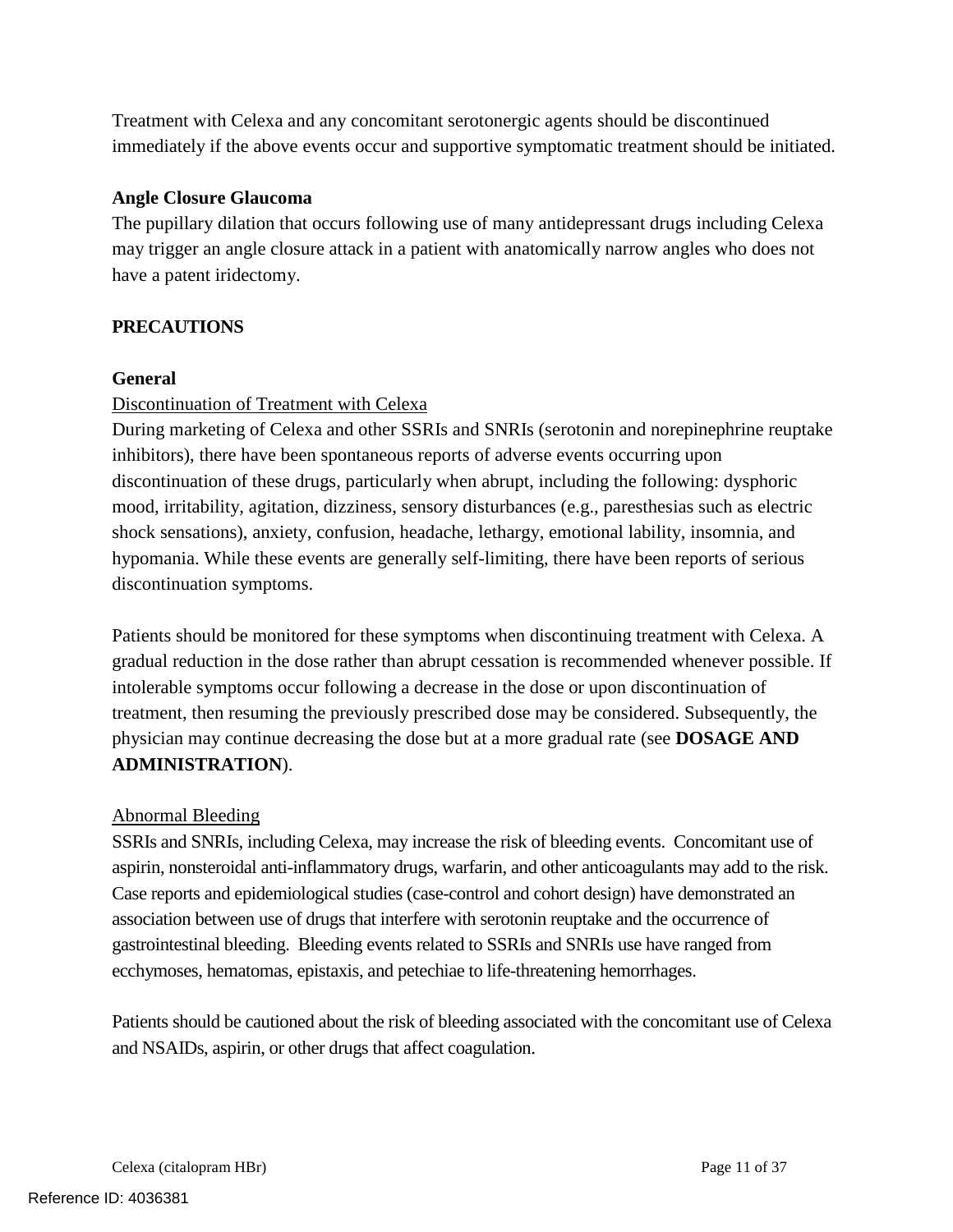Treatment with Celexa and any concomitant serotonergic agents should be discontinued immediately if the above events occur and supportive symptomatic treatment should be initiated.

**Angle Closure Glaucoma**

The pupillary dilation that occurs following use of many antidepressant drugs including Celexa may trigger an angle closure attack in a patient with anatomically narrow angles who does not have a patent iridectomy.

## PRECAUTIONS

### General

Discontinuation of Treatment with Celexa

During marketing of Celexa and other SSRIs and SNRIs (serotonin and norepinephrine reuptake inhibitors), there have been spontaneous reports of adverse events occurring upon discontinuation of these drugs, particularly when abrupt, including the following: dysphoric mood, irritability, agitation, dizziness, sensory disturbances (e.g., paresthesias such as electric shock sensations), anxiety, confusion, headache, lethargy, emotional lability, insomnia, and hypomania. While these events are generally self-limiting, there have been reports of serious discontinuation symptoms.

Patients should be monitored for these symptoms when discontinuing treatment with Celexa. A gradual reduction in the dose rather than abrupt cessation is recommended whenever possible. If intolerable symptoms occur following a decrease in the dose or upon discontinuation of treatment, then resuming the previously prescribed dose may be considered. Subsequently, the physician may continue decreasing the dose but at a more gradual rate (see **DOSAGE AND ADMINISTRATION**).

Abnormal Bleeding

SSRIs and SNRIs, including Celexa, may increase the risk of bleeding events. Concomitant use of aspirin, nonsteroidal anti-inflammatory drugs, warfarin, and other anticoagulants may add to the risk. Case reports and epidemiological studies (case-control and cohort design) have demonstrated an association between use of drugs that interfere with serotonin reuptake and the occurrence of gastrointestinal bleeding. Bleeding events related to SSRIs and SNRIs use have ranged from ecchymoses, hematomas, epistaxis, and petechiae to life-threatening hemorrhages.

Patients should be cautioned about the risk of bleeding associated with the concomitant use of Celexa and NSAIDs, aspirin, or other drugs that affect coagulation.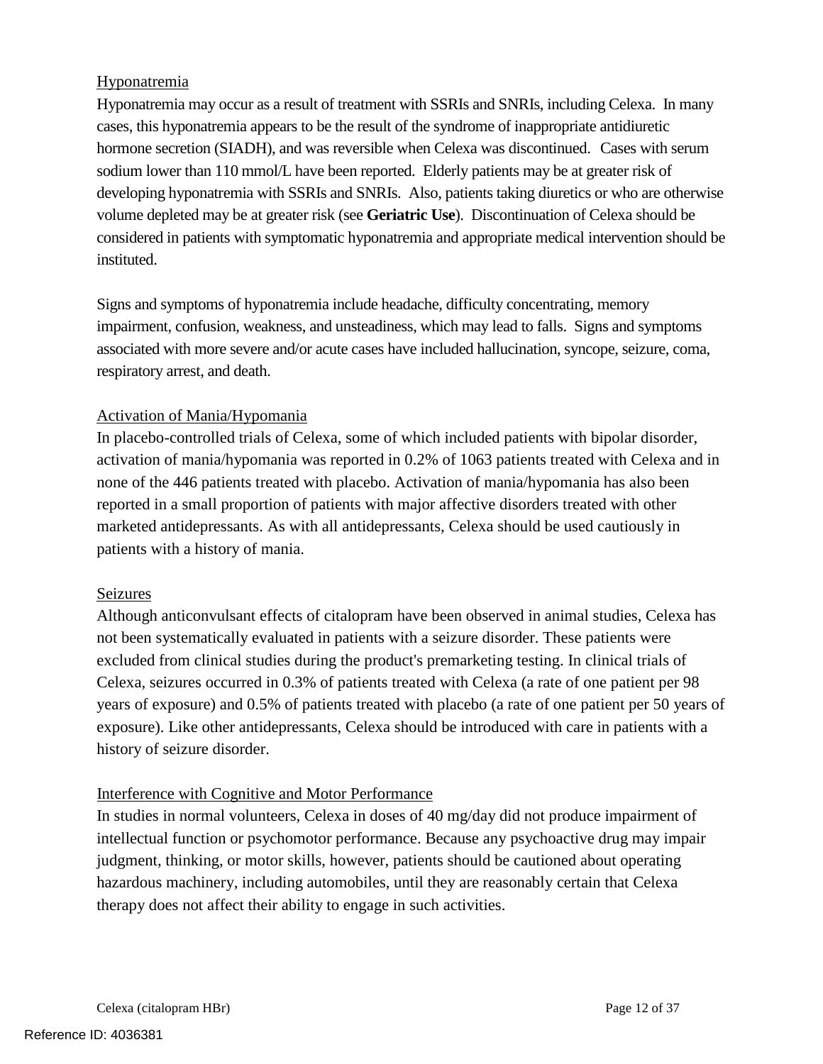Hyponatremia

Hyponatremia may occur as a result of treatment with SSRIs and SNRIs, including Celexa. In many cases, this hyponatremia appears to be the result of the syndrome of inappropriate antidiuretic hormone secretion (SIADH), and was reversible when Celexa was discontinued. Cases with serum sodium lower than 110 mmol/L have been reported. Elderly patients may be at greater risk of developing hyponatremia with SSRIs and SNRIs. Also, patients taking diuretics or who are otherwise volume depleted may be at greater risk (see **Geriatric Use**). Discontinuation of Celexa should be considered in patients with symptomatic hyponatremia and appropriate medical intervention should be instituted.

Signs and symptoms of hyponatremia include headache, difficulty concentrating, memory impairment, confusion, weakness, and unsteadiness, which may lead to falls. Signs and symptoms associated with more severe and/or acute cases have included hallucination, syncope, seizure, coma, respiratory arrest, and death.

Activation of Mania/Hypomania

In placebo-controlled trials of Celexa, some of which included patients with bipolar disorder, activation of mania/hypomania was reported in 0.2% of 1063 patients treated with Celexa and in none of the 446 patients treated with placebo. Activation of mania/hypomania has also been reported in a small proportion of patients with major affective disorders treated with other marketed antidepressants. As with all antidepressants, Celexa should be used cautiously in patients with a history of mania.

Seizures

Although anticonvulsant effects of citalopram have been observed in animal studies, Celexa has not been systematically evaluated in patients with a seizure disorder. These patients were excluded from clinical studies during the product's premarketing testing. In clinical trials of Celexa, seizures occurred in 0.3% of patients treated with Celexa (a rate of one patient per 98 years of exposure) and 0.5% of patients treated with placebo (a rate of one patient per 50 years of exposure). Like other antidepressants, Celexa should be introduced with care in patients with a history of seizure disorder.

Interference with Cognitive and Motor Performance

In studies in normal volunteers, Celexa in doses of 40 mg/day did not produce impairment of intellectual function or psychomotor performance. Because any psychoactive drug may impair judgment, thinking, or motor skills, however, patients should be cautioned about operating hazardous machinery, including automobiles, until they are reasonably certain that Celexa therapy does not affect their ability to engage in such activities.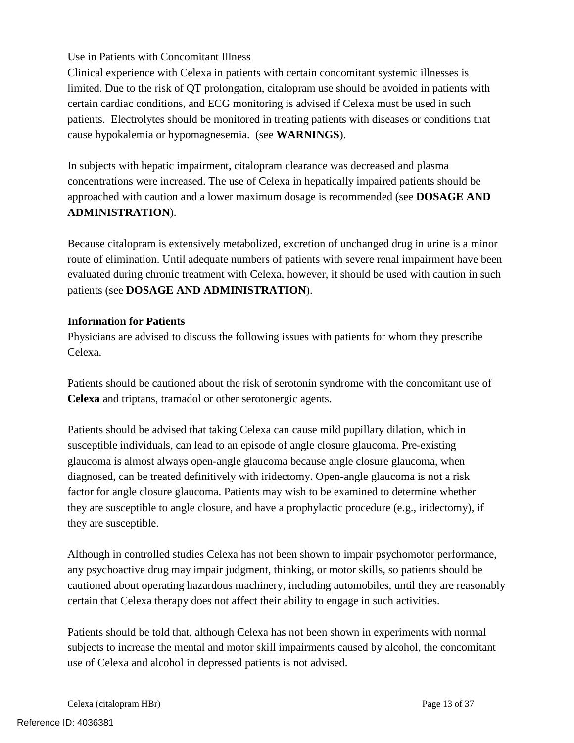Use in Patients with Concomitant Illness

Clinical experience with Celexa in patients with certain concomitant systemic illnesses is limited. Due to the risk of QT prolongation, citalopram use should be avoided in patients with certain cardiac conditions, and ECG monitoring is advised if Celexa must be used in such patients. Electrolytes should be monitored in treating patients with diseases or conditions that cause hypokalemia or hypomagnesemia. (see **WARNINGS**).

In subjects with hepatic impairment, citalopram clearance was decreased and plasma concentrations were increased. The use of Celexa in hepatically impaired patients should be approached with caution and a lower maximum dosage is recommended (see **DOSAGE AND ADMINISTRATION**).

Because citalopram is extensively metabolized, excretion of unchanged drug in urine is a minor route of elimination. Until adequate numbers of patients with severe renal impairment have been evaluated during chronic treatment with Celexa, however, it should be used with caution in such patients (see **DOSAGE AND ADMINISTRATION**).

**Information for Patients**

Physicians are advised to discuss the following issues with patients for whom they prescribe Celexa.

Patients should be cautioned about the risk of serotonin syndrome with the concomitant use of **Celexa** and triptans, tramadol or other serotonergic agents.

Patients should be advised that taking Celexa can cause mild pupillary dilation, which in susceptible individuals, can lead to an episode of angle closure glaucoma. Pre-existing glaucoma is almost always open-angle glaucoma because angle closure glaucoma, when diagnosed, can be treated definitively with iridectomy. Open-angle glaucoma is not a risk factor for angle closure glaucoma. Patients may wish to be examined to determine whether they are susceptible to angle closure, and have a prophylactic procedure (e.g., iridectomy), if they are susceptible.

Although in controlled studies Celexa has not been shown to impair psychomotor performance, any psychoactive drug may impair judgment, thinking, or motor skills, so patients should be cautioned about operating hazardous machinery, including automobiles, until they are reasonably certain that Celexa therapy does not affect their ability to engage in such activities.

Patients should be told that, although Celexa has not been shown in experiments with normal subjects to increase the mental and motor skill impairments caused by alcohol, the concomitant use of Celexa and alcohol in depressed patients is not advised.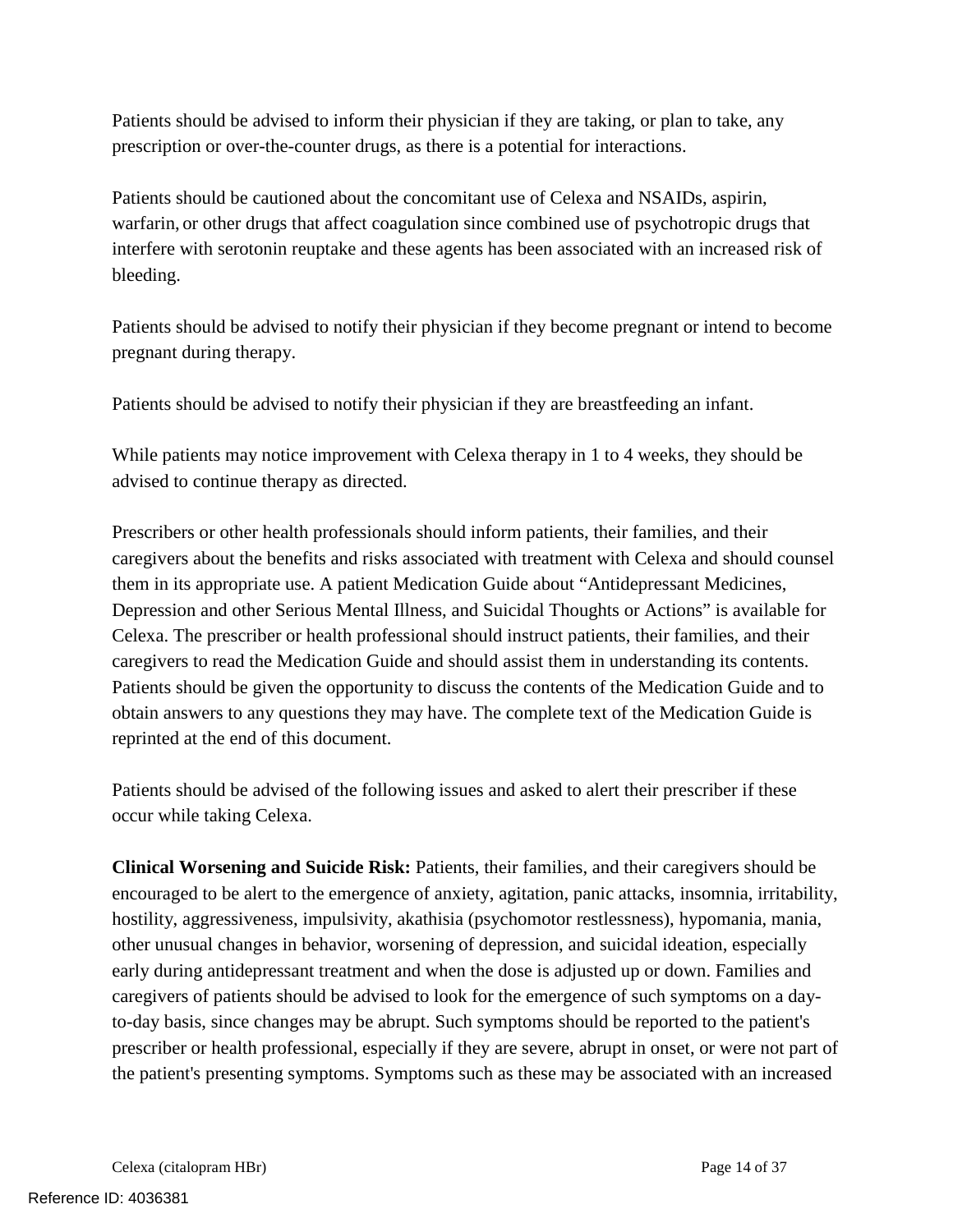Patients should be advised to inform their physician if they are taking, or plan to take, any prescription or over-the-counter drugs, as there is a potential for interactions.

Patients should be cautioned about the concomitant use of Celexa and NSAIDs, aspirin, warfarin, or other drugs that affect coagulation since combined use of psychotropic drugs that interfere with serotonin reuptake and these agents has been associated with an increased risk of bleeding.

Patients should be advised to notify their physician if they become pregnant or intend to become pregnant during therapy.

Patients should be advised to notify their physician if they are breastfeeding an infant.

While patients may notice improvement with Celexa therapy in 1 to 4 weeks, they should be advised to continue therapy as directed.

Prescribers or other health professionals should inform patients, their families, and their caregivers about the benefits and risks associated with treatment with Celexa and should counsel them in its appropriate use. A patient Medication Guide about "Antidepressant Medicines, Depression and other Serious Mental Illness, and Suicidal Thoughts or Actions" is available for Celexa. The prescriber or health professional should instruct patients, their families, and their caregivers to read the Medication Guide and should assist them in understanding its contents. Patients should be given the opportunity to discuss the contents of the Medication Guide and to obtain answers to any questions they may have. The complete text of the Medication Guide is reprinted at the end of this document.

Patients should be advised of the following issues and asked to alert their prescriber if these occur while taking Celexa.

**Clinical Worsening and Suicide Risk:** Patients, their families, and their caregivers should be encouraged to be alert to the emergence of anxiety, agitation, panic attacks, insomnia, irritability, hostility, aggressiveness, impulsivity, akathisia (psychomotor restlessness), hypomania, mania, other unusual changes in behavior, worsening of depression, and suicidal ideation, especially early during antidepressant treatment and when the dose is adjusted up or down. Families and caregivers of patients should be advised to look for the emergence of such symptoms on a day-to-day basis, since changes may be abrupt. Such symptoms should be reported to the patient's prescriber or health professional, especially if they are severe, abrupt in onset, or were not part of the patient's presenting symptoms. Symptoms such as these may be associated with an increased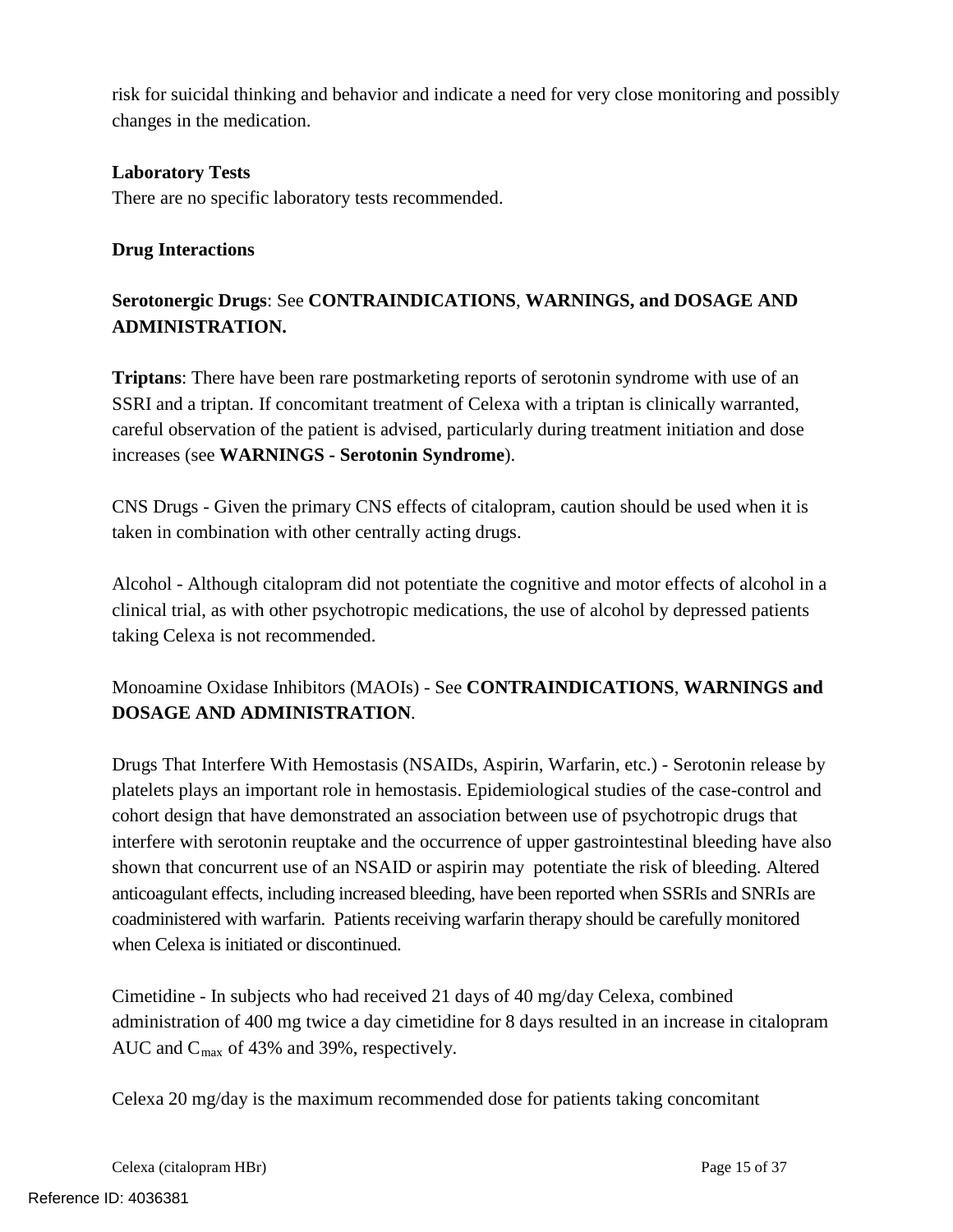risk for suicidal thinking and behavior and indicate a need for very close monitoring and possibly changes in the medication.

**Laboratory Tests**

There are no specific laboratory tests recommended.

**Drug Interactions**

**Serotonergic Drugs**: See **CONTRAINDICATIONS**, **WARNINGS, and DOSAGE AND ADMINISTRATION.**

**Triptans**: There have been rare postmarketing reports of serotonin syndrome with use of an SSRI and a triptan. If concomitant treatment of Celexa with a triptan is clinically warranted, careful observation of the patient is advised, particularly during treatment initiation and dose increases (see **WARNINGS - Serotonin Syndrome**).

CNS Drugs - Given the primary CNS effects of citalopram, caution should be used when it is taken in combination with other centrally acting drugs.

Alcohol - Although citalopram did not potentiate the cognitive and motor effects of alcohol in a clinical trial, as with other psychotropic medications, the use of alcohol by depressed patients taking Celexa is not recommended.

Monoamine Oxidase Inhibitors (MAOIs) - See **CONTRAINDICATIONS**, **WARNINGS and DOSAGE AND ADMINISTRATION**.

Drugs That Interfere With Hemostasis (NSAIDs, Aspirin, Warfarin, etc.) - Serotonin release by platelets plays an important role in hemostasis. Epidemiological studies of the case-control and cohort design that have demonstrated an association between use of psychotropic drugs that interfere with serotonin reuptake and the occurrence of upper gastrointestinal bleeding have also shown that concurrent use of an NSAID or aspirin may potentiate the risk of bleeding. Altered anticoagulant effects, including increased bleeding, have been reported when SSRIs and SNRIs are coadministered with warfarin. Patients receiving warfarin therapy should be carefully monitored when Celexa is initiated or discontinued.

Cimetidine - In subjects who had received 21 days of 40 mg/day Celexa, combined administration of 400 mg twice a day cimetidine for 8 days resulted in an increase in citalopram AUC and $C_{max}$ of 43% and 39%, respectively.

Celexa 20 mg/day is the maximum recommended dose for patients taking concomitant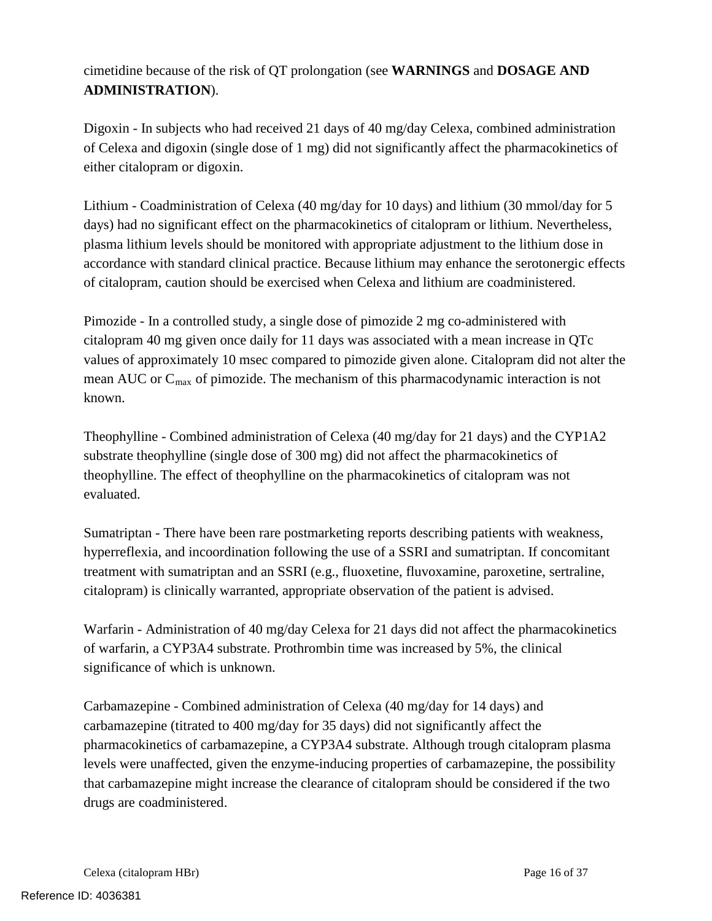cimetidine because of the risk of QT prolongation (see **WARNINGS** and **DOSAGE AND ADMINISTRATION**).

Digoxin - In subjects who had received 21 days of 40 mg/day Celexa, combined administration of Celexa and digoxin (single dose of 1 mg) did not significantly affect the pharmacokinetics of either citalopram or digoxin.

Lithium - Coadministration of Celexa (40 mg/day for 10 days) and lithium (30 mmol/day for 5 days) had no significant effect on the pharmacokinetics of citalopram or lithium. Nevertheless, plasma lithium levels should be monitored with appropriate adjustment to the lithium dose in accordance with standard clinical practice. Because lithium may enhance the serotonergic effects of citalopram, caution should be exercised when Celexa and lithium are coadministered.

Pimozide - In a controlled study, a single dose of pimozide 2 mg co-administered with citalopram 40 mg given once daily for 11 days was associated with a mean increase in QTc values of approximately 10 msec compared to pimozide given alone. Citalopram did not alter the mean AUC or $C_{max}$ of pimozide. The mechanism of this pharmacodynamic interaction is not known.

Theophylline - Combined administration of Celexa (40 mg/day for 21 days) and the CYP1A2 substrate theophylline (single dose of 300 mg) did not affect the pharmacokinetics of theophylline. The effect of theophylline on the pharmacokinetics of citalopram was not evaluated.

Sumatriptan - There have been rare postmarketing reports describing patients with weakness, hyperreflexia, and incoordination following the use of a SSRI and sumatriptan. If concomitant treatment with sumatriptan and an SSRI (e.g., fluoxetine, fluvoxamine, paroxetine, sertraline, citalopram) is clinically warranted, appropriate observation of the patient is advised.

Warfarin - Administration of 40 mg/day Celexa for 21 days did not affect the pharmacokinetics of warfarin, a CYP3A4 substrate. Prothrombin time was increased by 5%, the clinical significance of which is unknown.

Carbamazepine - Combined administration of Celexa (40 mg/day for 14 days) and carbamazepine (titrated to 400 mg/day for 35 days) did not significantly affect the pharmacokinetics of carbamazepine, a CYP3A4 substrate. Although trough citalopram plasma levels were unaffected, given the enzyme-inducing properties of carbamazepine, the possibility that carbamazepine might increase the clearance of citalopram should be considered if the two drugs are coadministered.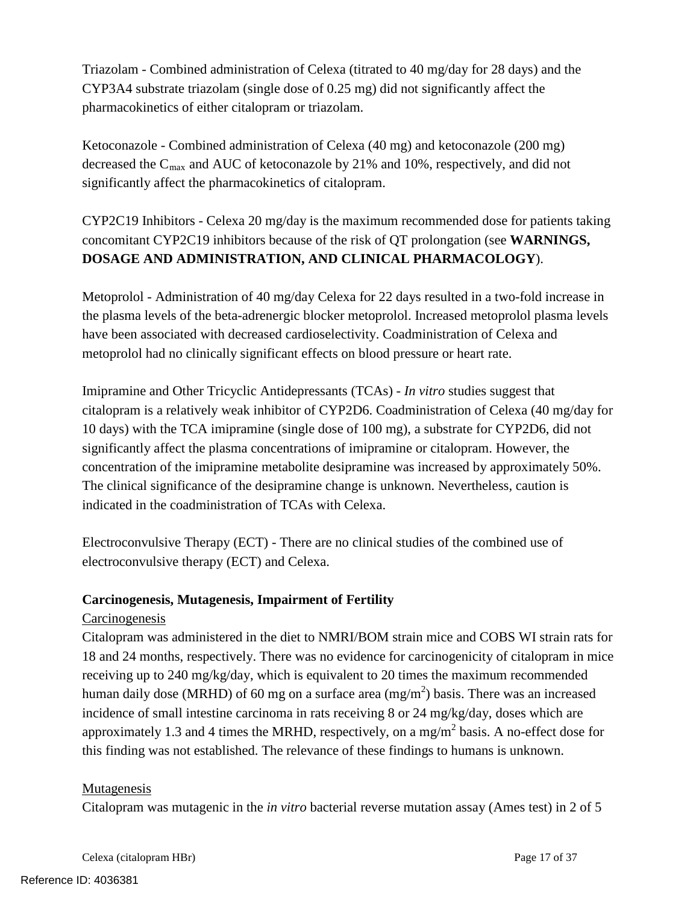Triazolam - Combined administration of Celexa (titrated to 40 mg/day for 28 days) and the CYP3A4 substrate triazolam (single dose of 0.25 mg) did not significantly affect the pharmacokinetics of either citalopram or triazolam.

Ketoconazole - Combined administration of Celexa (40 mg) and ketoconazole (200 mg) decreased the $C_{max}$ and AUC of ketoconazole by 21% and 10%, respectively, and did not significantly affect the pharmacokinetics of citalopram.

CYP2C19 Inhibitors - Celexa 20 mg/day is the maximum recommended dose for patients taking concomitant CYP2C19 inhibitors because of the risk of QT prolongation (see **WARNINGS, DOSAGE AND ADMINISTRATION, AND CLINICAL PHARMACOLOGY**).

Metoprolol - Administration of 40 mg/day Celexa for 22 days resulted in a two-fold increase in the plasma levels of the beta-adrenergic blocker metoprolol. Increased metoprolol plasma levels have been associated with decreased cardioselectivity. Coadministration of Celexa and metoprolol had no clinically significant effects on blood pressure or heart rate.

Imipramine and Other Tricyclic Antidepressants (TCAs) - *In vitro* studies suggest that citalopram is a relatively weak inhibitor of CYP2D6. Coadministration of Celexa (40 mg/day for 10 days) with the TCA imipramine (single dose of 100 mg), a substrate for CYP2D6, did not significantly affect the plasma concentrations of imipramine or citalopram. However, the concentration of the imipramine metabolite desipramine was increased by approximately 50%. The clinical significance of the desipramine change is unknown. Nevertheless, caution is indicated in the coadministration of TCAs with Celexa.

Electroconvulsive Therapy (ECT) - There are no clinical studies of the combined use of electroconvulsive therapy (ECT) and Celexa.

**Carcinogenesis, Mutagenesis, Impairment of Fertility**

Carcinogenesis

Citalopram was administered in the diet to NMRI/BOM strain mice and COBS WI strain rats for 18 and 24 months, respectively. There was no evidence for carcinogenicity of citalopram in mice receiving up to 240 mg/kg/day, which is equivalent to 20 times the maximum recommended human daily dose (MRHD) of 60 mg on a surface area ($mg/m^2$) basis. There was an increased incidence of small intestine carcinoma in rats receiving 8 or 24 mg/kg/day, doses which are approximately 1.3 and 4 times the MRHD, respectively, on a $mg/m^2$ basis. A no-effect dose for this finding was not established. The relevance of these findings to humans is unknown.

Mutagenesis

Citalopram was mutagenic in the *in vitro* bacterial reverse mutation assay (Ames test) in 2 of 5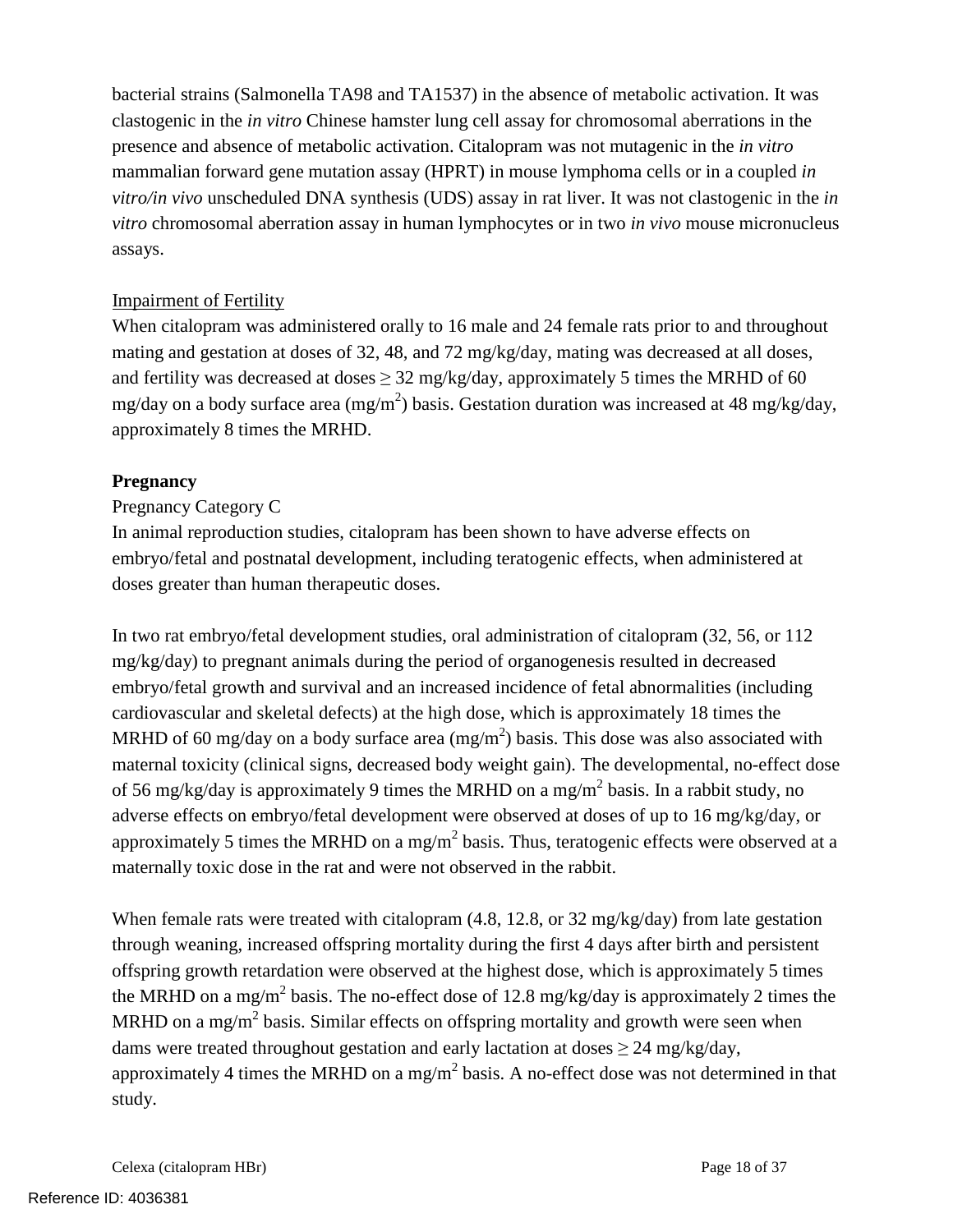bacterial strains (Salmonella TA98 and TA1537) in the absence of metabolic activation. It was clastogenic in the *in vitro* Chinese hamster lung cell assay for chromosomal aberrations in the presence and absence of metabolic activation. Citalopram was not mutagenic in the *in vitro* mammalian forward gene mutation assay (HPRT) in mouse lymphoma cells or in a coupled *in vitro/in vivo* unscheduled DNA synthesis (UDS) assay in rat liver. It was not clastogenic in the *in vitro* chromosomal aberration assay in human lymphocytes or in two *in vivo* mouse micronucleus assays.

Impairment of Fertility

When citalopram was administered orally to 16 male and 24 female rats prior to and throughout mating and gestation at doses of 32, 48, and 72 mg/kg/day, mating was decreased at all doses, and fertility was decreased at doses ≥ 32 mg/kg/day, approximately 5 times the MRHD of 60 mg/day on a body surface area ($mg/m^2$) basis. Gestation duration was increased at 48 mg/kg/day, approximately 8 times the MRHD.

**Pregnancy**

Pregnancy Category C

In animal reproduction studies, citalopram has been shown to have adverse effects on embryo/fetal and postnatal development, including teratogenic effects, when administered at doses greater than human therapeutic doses.

In two rat embryo/fetal development studies, oral administration of citalopram (32, 56, or 112 mg/kg/day) to pregnant animals during the period of organogenesis resulted in decreased embryo/fetal growth and survival and an increased incidence of fetal abnormalities (including cardiovascular and skeletal defects) at the high dose, which is approximately 18 times the MRHD of 60 mg/day on a body surface area ($mg/m^2$) basis. This dose was also associated with maternal toxicity (clinical signs, decreased body weight gain). The developmental, no-effect dose of 56 mg/kg/day is approximately 9 times the MRHD on a $mg/m^2$ basis. In a rabbit study, no adverse effects on embryo/fetal development were observed at doses of up to 16 mg/kg/day, or approximately 5 times the MRHD on a $mg/m^2$ basis. Thus, teratogenic effects were observed at a maternally toxic dose in the rat and were not observed in the rabbit.

When female rats were treated with citalopram (4.8, 12.8, or 32 mg/kg/day) from late gestation through weaning, increased offspring mortality during the first 4 days after birth and persistent offspring growth retardation were observed at the highest dose, which is approximately 5 times the MRHD on a $mg/m^2$ basis. The no-effect dose of 12.8 mg/kg/day is approximately 2 times the MRHD on a $mg/m^2$ basis. Similar effects on offspring mortality and growth were seen when dams were treated throughout gestation and early lactation at doses ≥ 24 mg/kg/day, approximately 4 times the MRHD on a $mg/m^2$ basis. A no-effect dose was not determined in that study.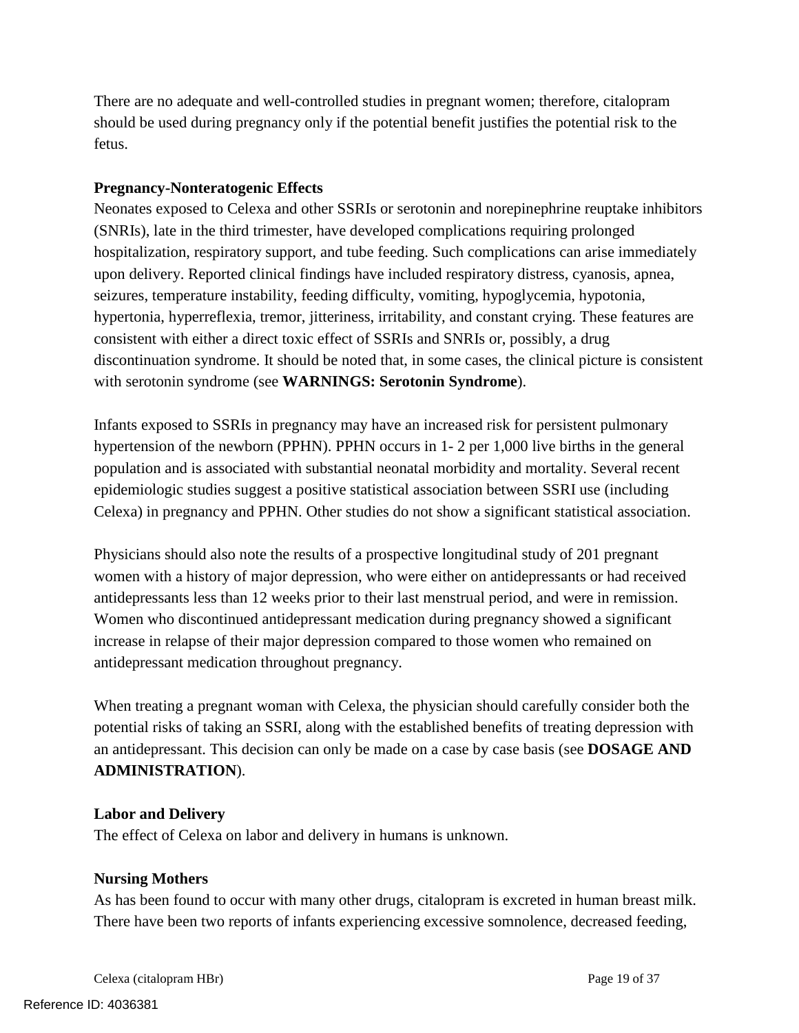There are no adequate and well-controlled studies in pregnant women; therefore, citalopram should be used during pregnancy only if the potential benefit justifies the potential risk to the fetus.

**Pregnancy-Nonteratogenic Effects**

Neonates exposed to Celexa and other SSRIs or serotonin and norepinephrine reuptake inhibitors (SNRIs), late in the third trimester, have developed complications requiring prolonged hospitalization, respiratory support, and tube feeding. Such complications can arise immediately upon delivery. Reported clinical findings have included respiratory distress, cyanosis, apnea, seizures, temperature instability, feeding difficulty, vomiting, hypoglycemia, hypotonia, hypertonia, hyperreflexia, tremor, jitteriness, irritability, and constant crying. These features are consistent with either a direct toxic effect of SSRIs and SNRIs or, possibly, a drug discontinuation syndrome. It should be noted that, in some cases, the clinical picture is consistent with serotonin syndrome (see **WARNINGS: Serotonin Syndrome**).

Infants exposed to SSRIs in pregnancy may have an increased risk for persistent pulmonary hypertension of the newborn (PPHN). PPHN occurs in 1- 2 per 1,000 live births in the general population and is associated with substantial neonatal morbidity and mortality. Several recent epidemiologic studies suggest a positive statistical association between SSRI use (including Celexa) in pregnancy and PPHN. Other studies do not show a significant statistical association.

Physicians should also note the results of a prospective longitudinal study of 201 pregnant women with a history of major depression, who were either on antidepressants or had received antidepressants less than 12 weeks prior to their last menstrual period, and were in remission. Women who discontinued antidepressant medication during pregnancy showed a significant increase in relapse of their major depression compared to those women who remained on antidepressant medication throughout pregnancy.

When treating a pregnant woman with Celexa, the physician should carefully consider both the potential risks of taking an SSRI, along with the established benefits of treating depression with an antidepressant. This decision can only be made on a case by case basis (see **DOSAGE AND ADMINISTRATION**).

**Labor and Delivery**

The effect of Celexa on labor and delivery in humans is unknown.

**Nursing Mothers**

As has been found to occur with many other drugs, citalopram is excreted in human breast milk. There have been two reports of infants experiencing excessive somnolence, decreased feeding,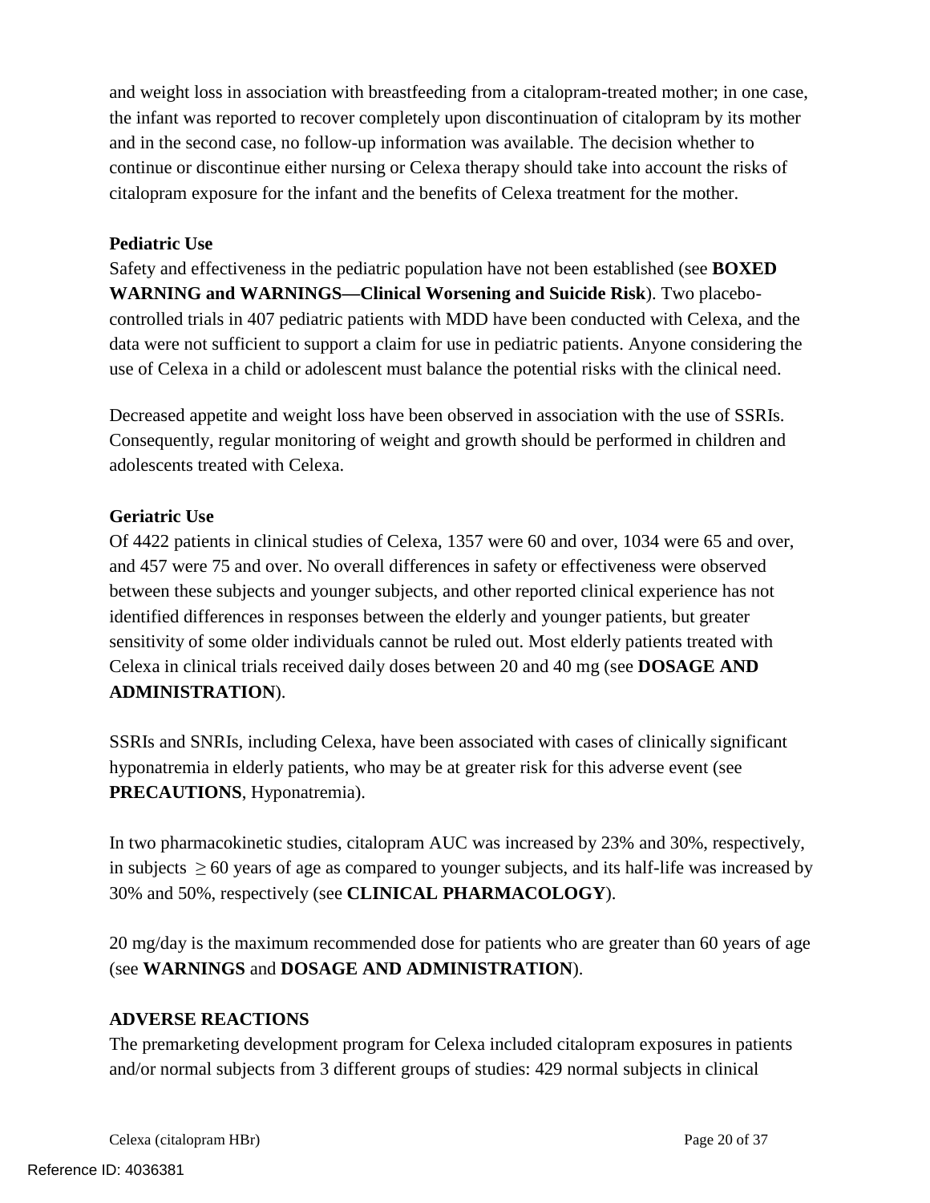and weight loss in association with breastfeeding from a citalopram-treated mother; in one case, the infant was reported to recover completely upon discontinuation of citalopram by its mother and in the second case, no follow-up information was available. The decision whether to continue or discontinue either nursing or Celexa therapy should take into account the risks of citalopram exposure for the infant and the benefits of Celexa treatment for the mother.

**Pediatric Use**

Safety and effectiveness in the pediatric population have not been established (see **BOXED WARNING and WARNINGS—Clinical Worsening and Suicide Risk**). Two placebo-controlled trials in 407 pediatric patients with MDD have been conducted with Celexa, and the data were not sufficient to support a claim for use in pediatric patients. Anyone considering the use of Celexa in a child or adolescent must balance the potential risks with the clinical need.

Decreased appetite and weight loss have been observed in association with the use of SSRIs. Consequently, regular monitoring of weight and growth should be performed in children and adolescents treated with Celexa.

**Geriatric Use**

Of 4422 patients in clinical studies of Celexa, 1357 were 60 and over, 1034 were 65 and over, and 457 were 75 and over. No overall differences in safety or effectiveness were observed between these subjects and younger subjects, and other reported clinical experience has not identified differences in responses between the elderly and younger patients, but greater sensitivity of some older individuals cannot be ruled out. Most elderly patients treated with Celexa in clinical trials received daily doses between 20 and 40 mg (see **DOSAGE AND ADMINISTRATION**).

SSRIs and SNRIs, including Celexa, have been associated with cases of clinically significant hyponatremia in elderly patients, who may be at greater risk for this adverse event (see **PRECAUTIONS**, Hyponatremia).

In two pharmacokinetic studies, citalopram AUC was increased by 23% and 30%, respectively, in subjects $\geq 60$ years of age as compared to younger subjects, and its half-life was increased by 30% and 50%, respectively (see **CLINICAL PHARMACOLOGY**).

20 mg/day is the maximum recommended dose for patients who are greater than 60 years of age (see **WARNINGS** and **DOSAGE AND ADMINISTRATION**).

## ADVERSE REACTIONS

The premarketing development program for Celexa included citalopram exposures in patients and/or normal subjects from 3 different groups of studies: 429 normal subjects in clinical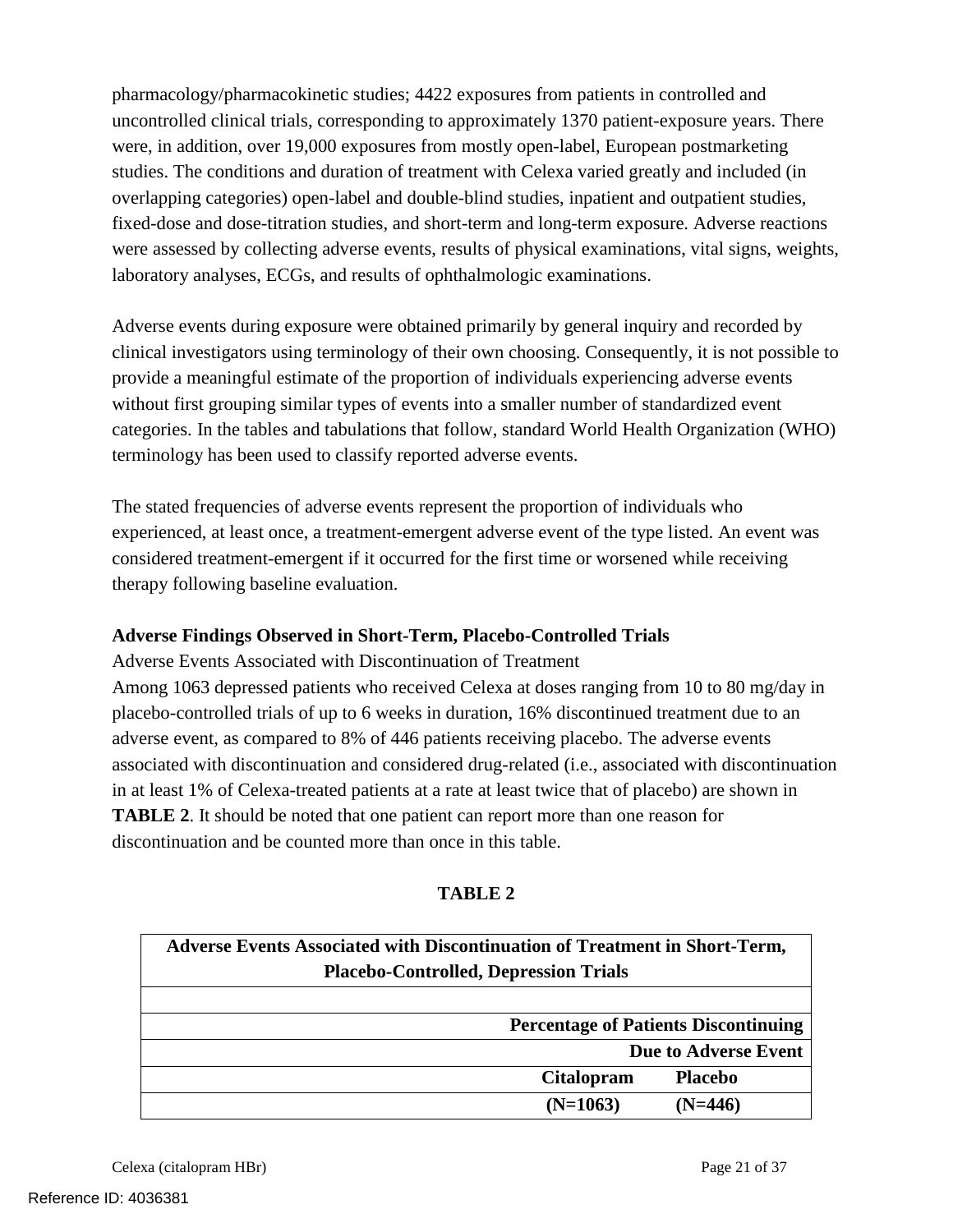pharmacology/pharmacokinetic studies; 4422 exposures from patients in controlled and uncontrolled clinical trials, corresponding to approximately 1370 patient-exposure years. There were, in addition, over 19,000 exposures from mostly open-label, European postmarketing studies. The conditions and duration of treatment with Celexa varied greatly and included (in overlapping categories) open-label and double-blind studies, inpatient and outpatient studies, fixed-dose and dose-titration studies, and short-term and long-term exposure. Adverse reactions were assessed by collecting adverse events, results of physical examinations, vital signs, weights, laboratory analyses, ECGs, and results of ophthalmologic examinations.

Adverse events during exposure were obtained primarily by general inquiry and recorded by clinical investigators using terminology of their own choosing. Consequently, it is not possible to provide a meaningful estimate of the proportion of individuals experiencing adverse events without first grouping similar types of events into a smaller number of standardized event categories. In the tables and tabulations that follow, standard World Health Organization (WHO) terminology has been used to classify reported adverse events.

The stated frequencies of adverse events represent the proportion of individuals who experienced, at least once, a treatment-emergent adverse event of the type listed. An event was considered treatment-emergent if it occurred for the first time or worsened while receiving therapy following baseline evaluation.

**Adverse Findings Observed in Short-Term, Placebo-Controlled Trials**

Adverse Events Associated with Discontinuation of Treatment

Among 1063 depressed patients who received Celexa at doses ranging from 10 to 80 mg/day in placebo-controlled trials of up to 6 weeks in duration, 16% discontinued treatment due to an adverse event, as compared to 8% of 446 patients receiving placebo. The adverse events associated with discontinuation and considered drug-related (i.e., associated with discontinuation in at least 1% of Celexa-treated patients at a rate at least twice that of placebo) are shown in **TABLE 2**. It should be noted that one patient can report more than one reason for discontinuation and be counted more than once in this table.

**TABLE 2**

**Adverse Events Associated with Discontinuation of Treatment in Short-Term, Placebo-Controlled, Depression Trials**

| | Percentage of Patients Discontinuing Due to Adverse Event | |
|---|---|---|
| | **Citalopram (N=1063)** | **Placebo (N=446)** |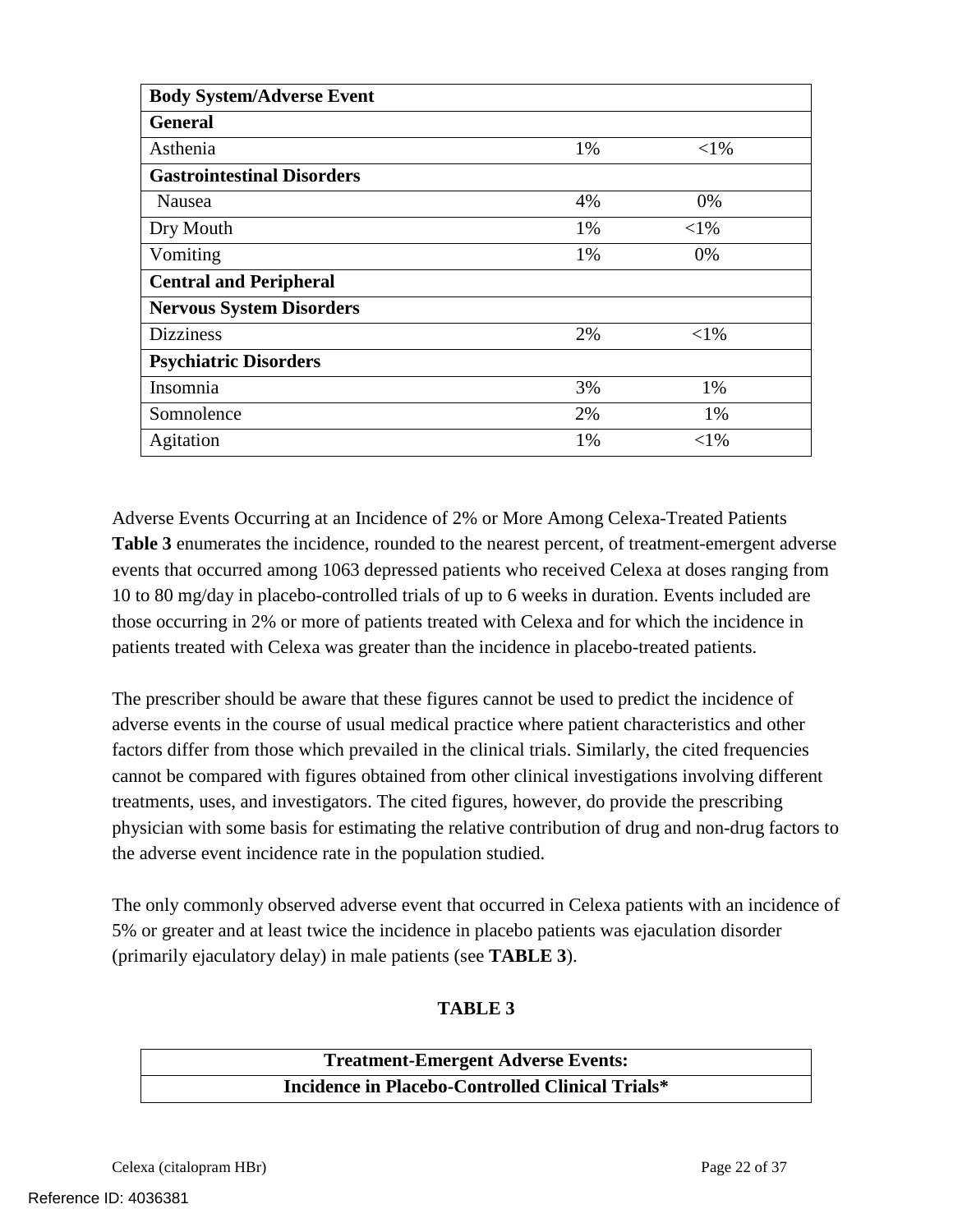| Body System/Adverse Event | | |
|---|---|---|
| **General** | | |
| Asthenia | 1% | <1% |
| **Gastrointestinal Disorders** | | |
| Nausea | 4% | 0% |
| Dry Mouth | 1% | <1% |
| Vomiting | 1% | 0% |
| **Central and Peripheral** | | |
| **Nervous System Disorders** | | |
| Dizziness | 2% | <1% |
| **Psychiatric Disorders** | | |
| Insomnia | 3% | 1% |
| Somnolence | 2% | 1% |
| Agitation | 1% | <1% |

Adverse Events Occurring at an Incidence of 2% or More Among Celexa-Treated Patients

**Table 3** enumerates the incidence, rounded to the nearest percent, of treatment-emergent adverse events that occurred among 1063 depressed patients who received Celexa at doses ranging from 10 to 80 mg/day in placebo-controlled trials of up to 6 weeks in duration. Events included are those occurring in 2% or more of patients treated with Celexa and for which the incidence in patients treated with Celexa was greater than the incidence in placebo-treated patients.

The prescriber should be aware that these figures cannot be used to predict the incidence of adverse events in the course of usual medical practice where patient characteristics and other factors differ from those which prevailed in the clinical trials. Similarly, the cited frequencies cannot be compared with figures obtained from other clinical investigations involving different treatments, uses, and investigators. The cited figures, however, do provide the prescribing physician with some basis for estimating the relative contribution of drug and non-drug factors to the adverse event incidence rate in the population studied.

The only commonly observed adverse event that occurred in Celexa patients with an incidence of 5% or greater and at least twice the incidence in placebo patients was ejaculation disorder (primarily ejaculatory delay) in male patients (see **TABLE 3**).

**TABLE 3**

| Treatment-Emergent Adverse Events: |
|---|
| **Incidence in Placebo-Controlled Clinical Trials*** |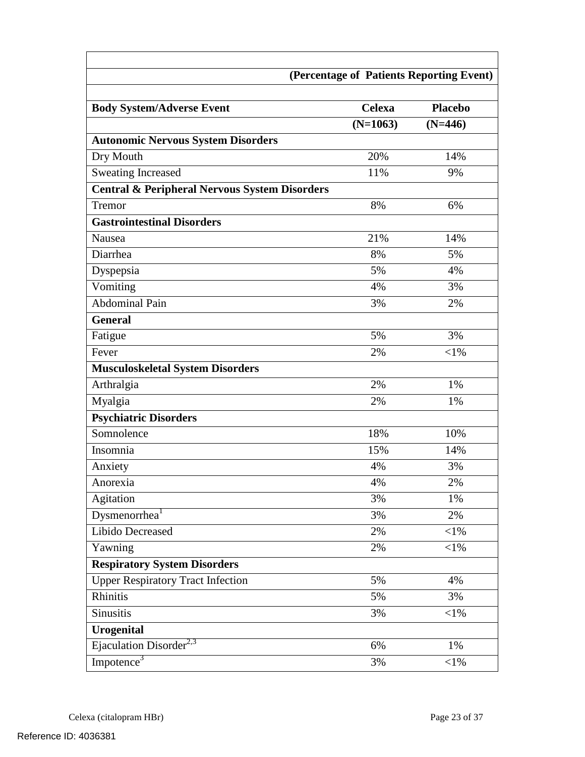| | (Percentage of Patients Reporting Event) | |
|---|---|---|
| **Body System/Adverse Event** | **Celexa** | **Placebo** |
| | **(N=1063)** | **(N=446)** |
| **Autonomic Nervous System Disorders** | | |
| Dry Mouth | 20% | 14% |
| Sweating Increased | 11% | 9% |
| **Central & Peripheral Nervous System Disorders** | | |
| Tremor | 8% | 6% |
| **Gastrointestinal Disorders** | | |
| Nausea | 21% | 14% |
| Diarrhea | 8% | 5% |
| Dyspepsia | 5% | 4% |
| Vomiting | 4% | 3% |
| Abdominal Pain | 3% | 2% |
| **General** | | |
| Fatigue | 5% | 3% |
| Fever | 2% | <1% |
| **Musculoskeletal System Disorders** | | |
| Arthralgia | 2% | 1% |
| Myalgia | 2% | 1% |
| **Psychiatric Disorders** | | |
| Somnolence | 18% | 10% |
| Insomnia | 15% | 14% |
| Anxiety | 4% | 3% |
| Anorexia | 4% | 2% |
| Agitation | 3% | 1% |
| Dysmenorrhea[1] | 3% | 2% |
| Libido Decreased | 2% | <1% |
| Yawning | 2% | <1% |
| **Respiratory System Disorders** | | |
| Upper Respiratory Tract Infection | 5% | 4% |
| Rhinitis | 5% | 3% |
| Sinusitis | 3% | <1% |
| **Urogenital** | | |
| Ejaculation Disorder[2,3] | 6% | 1% |
| Impotence[3] | 3% | <1% |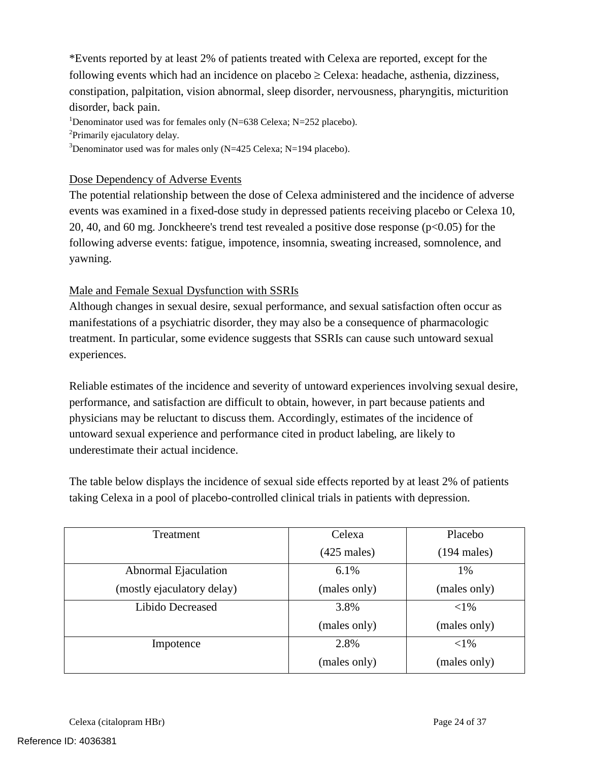*Events reported by at least 2% of patients treated with Celexa are reported, except for the following events which had an incidence on placebo ≥ Celexa: headache, asthenia, dizziness, constipation, palpitation, vision abnormal, sleep disorder, nervousness, pharyngitis, micturition disorder, back pain.

[1]Denominator used was for females only (N=638 Celexa; N=252 placebo).

[2]Primarily ejaculatory delay.

[3]Denominator used was for males only (N=425 Celexa; N=194 placebo).

Dose Dependency of Adverse Events

The potential relationship between the dose of Celexa administered and the incidence of adverse events was examined in a fixed-dose study in depressed patients receiving placebo or Celexa 10, 20, 40, and 60 mg. Jonckheere's trend test revealed a positive dose response ($p<0.05$) for the following adverse events: fatigue, impotence, insomnia, sweating increased, somnolence, and yawning.

Male and Female Sexual Dysfunction with SSRIs

Although changes in sexual desire, sexual performance, and sexual satisfaction often occur as manifestations of a psychiatric disorder, they may also be a consequence of pharmacologic treatment. In particular, some evidence suggests that SSRIs can cause such untoward sexual experiences.

Reliable estimates of the incidence and severity of untoward experiences involving sexual desire, performance, and satisfaction are difficult to obtain, however, in part because patients and physicians may be reluctant to discuss them. Accordingly, estimates of the incidence of untoward sexual experience and performance cited in product labeling, are likely to underestimate their actual incidence.

The table below displays the incidence of sexual side effects reported by at least 2% of patients taking Celexa in a pool of placebo-controlled clinical trials in patients with depression.

| Treatment | Celexa (425 males) | Placebo (194 males) |
|---|---|---|
| Abnormal Ejaculation (mostly ejaculatory delay) | 6.1% (males only) | 1% (males only) |
| Libido Decreased | 3.8% (males only) | <1% (males only) |
| Impotence | 2.8% (males only) | <1% (males only) |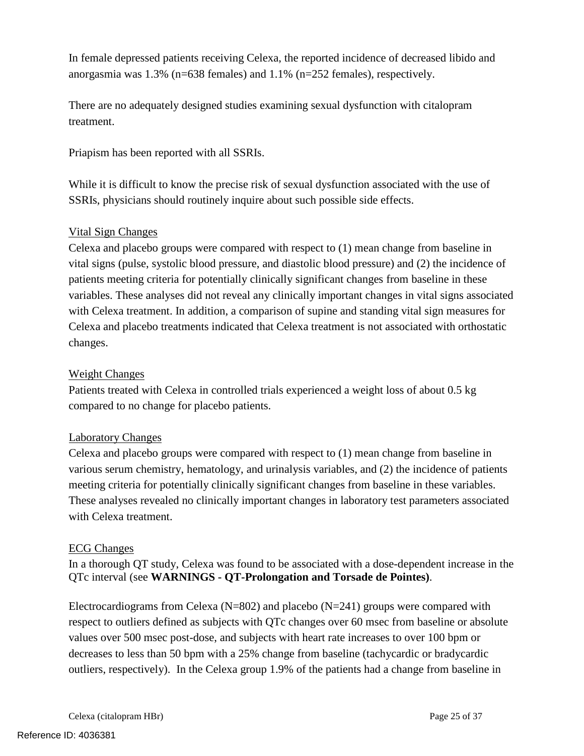In female depressed patients receiving Celexa, the reported incidence of decreased libido and anorgasmia was 1.3% (n=638 females) and 1.1% (n=252 females), respectively.

There are no adequately designed studies examining sexual dysfunction with citalopram treatment.

Priapism has been reported with all SSRIs.

While it is difficult to know the precise risk of sexual dysfunction associated with the use of SSRIs, physicians should routinely inquire about such possible side effects.

Vital Sign Changes

Celexa and placebo groups were compared with respect to (1) mean change from baseline in vital signs (pulse, systolic blood pressure, and diastolic blood pressure) and (2) the incidence of patients meeting criteria for potentially clinically significant changes from baseline in these variables. These analyses did not reveal any clinically important changes in vital signs associated with Celexa treatment. In addition, a comparison of supine and standing vital sign measures for Celexa and placebo treatments indicated that Celexa treatment is not associated with orthostatic changes.

Weight Changes

Patients treated with Celexa in controlled trials experienced a weight loss of about 0.5 kg compared to no change for placebo patients.

Laboratory Changes

Celexa and placebo groups were compared with respect to (1) mean change from baseline in various serum chemistry, hematology, and urinalysis variables, and (2) the incidence of patients meeting criteria for potentially clinically significant changes from baseline in these variables. These analyses revealed no clinically important changes in laboratory test parameters associated with Celexa treatment.

ECG Changes

In a thorough QT study, Celexa was found to be associated with a dose-dependent increase in the QTc interval (see **WARNINGS - QT-Prolongation and Torsade de Pointes)**.

Electrocardiograms from Celexa (N=802) and placebo (N=241) groups were compared with respect to outliers defined as subjects with QTc changes over 60 msec from baseline or absolute values over 500 msec post-dose, and subjects with heart rate increases to over 100 bpm or decreases to less than 50 bpm with a 25% change from baseline (tachycardic or bradycardic outliers, respectively). In the Celexa group 1.9% of the patients had a change from baseline in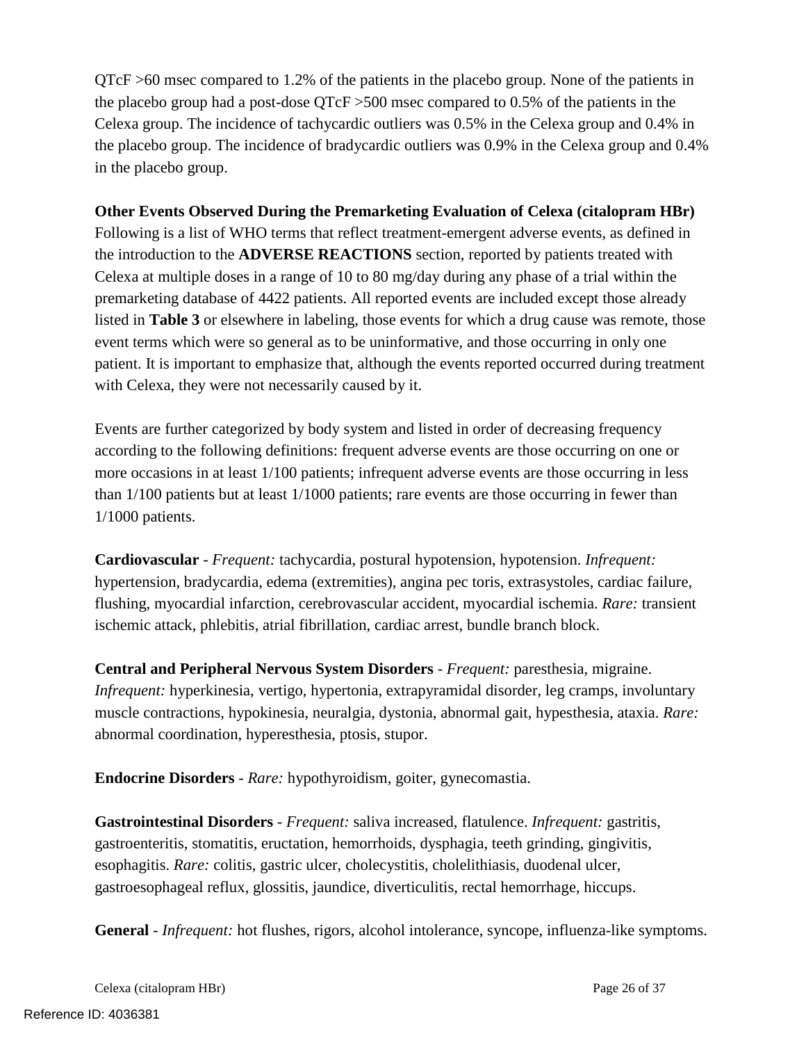QTcF >60 msec compared to 1.2% of the patients in the placebo group. None of the patients in the placebo group had a post-dose QTcF >500 msec compared to 0.5% of the patients in the Celexa group. The incidence of tachycardic outliers was 0.5% in the Celexa group and 0.4% in the placebo group. The incidence of bradycardic outliers was 0.9% in the Celexa group and 0.4% in the placebo group.

**Other Events Observed During the Premarketing Evaluation of Celexa (citalopram HBr)**
Following is a list of WHO terms that reflect treatment-emergent adverse events, as defined in the introduction to the **ADVERSE REACTIONS** section, reported by patients treated with Celexa at multiple doses in a range of 10 to 80 mg/day during any phase of a trial within the premarketing database of 4422 patients. All reported events are included except those already listed in **Table 3** or elsewhere in labeling, those events for which a drug cause was remote, those event terms which were so general as to be uninformative, and those occurring in only one patient. It is important to emphasize that, although the events reported occurred during treatment with Celexa, they were not necessarily caused by it.

Events are further categorized by body system and listed in order of decreasing frequency according to the following definitions: frequent adverse events are those occurring on one or more occasions in at least 1/100 patients; infrequent adverse events are those occurring in less than 1/100 patients but at least 1/1000 patients; rare events are those occurring in fewer than 1/1000 patients.

**Cardiovascular** - *Frequent:* tachycardia, postural hypotension, hypotension. *Infrequent:* hypertension, bradycardia, edema (extremities), angina pec toris, extrasystoles, cardiac failure, flushing, myocardial infarction, cerebrovascular accident, myocardial ischemia. *Rare:* transient ischemic attack, phlebitis, atrial fibrillation, cardiac arrest, bundle branch block.

**Central and Peripheral Nervous System Disorders** - *Frequent:* paresthesia, migraine. *Infrequent:* hyperkinesia, vertigo, hypertonia, extrapyramidal disorder, leg cramps, involuntary muscle contractions, hypokinesia, neuralgia, dystonia, abnormal gait, hypesthesia, ataxia. *Rare:* abnormal coordination, hyperesthesia, ptosis, stupor.

**Endocrine Disorders** - *Rare:* hypothyroidism, goiter, gynecomastia.

**Gastrointestinal Disorders** - *Frequent:* saliva increased, flatulence. *Infrequent:* gastritis, gastroenteritis, stomatitis, eructation, hemorrhoids, dysphagia, teeth grinding, gingivitis, esophagitis. *Rare:* colitis, gastric ulcer, cholecystitis, cholelithiasis, duodenal ulcer, gastroesophageal reflux, glossitis, jaundice, diverticulitis, rectal hemorrhage, hiccups.

**General** - *Infrequent:* hot flushes, rigors, alcohol intolerance, syncope, influenza-like symptoms.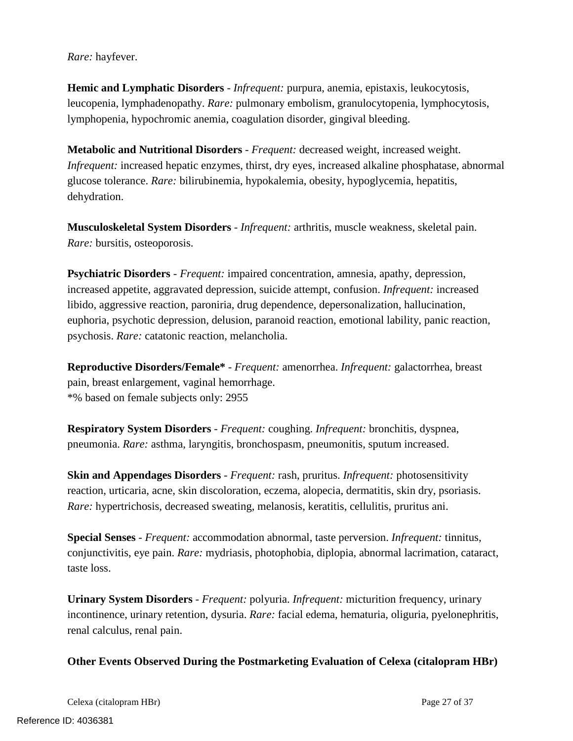*Rare:* hayfever.

**Hemic and Lymphatic Disorders** - *Infrequent:* purpura, anemia, epistaxis, leukocytosis, leucopenia, lymphadenopathy. *Rare:* pulmonary embolism, granulocytopenia, lymphocytosis, lymphopenia, hypochromic anemia, coagulation disorder, gingival bleeding.

**Metabolic and Nutritional Disorders** - *Frequent:* decreased weight, increased weight. *Infrequent:* increased hepatic enzymes, thirst, dry eyes, increased alkaline phosphatase, abnormal glucose tolerance. *Rare:* bilirubinemia, hypokalemia, obesity, hypoglycemia, hepatitis, dehydration.

**Musculoskeletal System Disorders** - *Infrequent:* arthritis, muscle weakness, skeletal pain. *Rare:* bursitis, osteoporosis.

**Psychiatric Disorders** - *Frequent:* impaired concentration, amnesia, apathy, depression, increased appetite, aggravated depression, suicide attempt, confusion. *Infrequent:* increased libido, aggressive reaction, paroniria, drug dependence, depersonalization, hallucination, euphoria, psychotic depression, delusion, paranoid reaction, emotional lability, panic reaction, psychosis. *Rare:* catatonic reaction, melancholia.

**Reproductive Disorders/Female*** - *Frequent:* amenorrhea. *Infrequent:* galactorrhea, breast pain, breast enlargement, vaginal hemorrhage.
*% based on female subjects only: 2955

**Respiratory System Disorders** - *Frequent:* coughing. *Infrequent:* bronchitis, dyspnea, pneumonia. *Rare:* asthma, laryngitis, bronchospasm, pneumonitis, sputum increased.

**Skin and Appendages Disorders** - *Frequent:* rash, pruritus. *Infrequent:* photosensitivity reaction, urticaria, acne, skin discoloration, eczema, alopecia, dermatitis, skin dry, psoriasis. *Rare:* hypertrichosis, decreased sweating, melanosis, keratitis, cellulitis, pruritus ani.

**Special Senses** - *Frequent:* accommodation abnormal, taste perversion. *Infrequent:* tinnitus, conjunctivitis, eye pain. *Rare:* mydriasis, photophobia, diplopia, abnormal lacrimation, cataract, taste loss.

**Urinary System Disorders** - *Frequent:* polyuria. *Infrequent:* micturition frequency, urinary incontinence, urinary retention, dysuria. *Rare:* facial edema, hematuria, oliguria, pyelonephritis, renal calculus, renal pain.

**Other Events Observed During the Postmarketing Evaluation of Celexa (citalopram HBr)**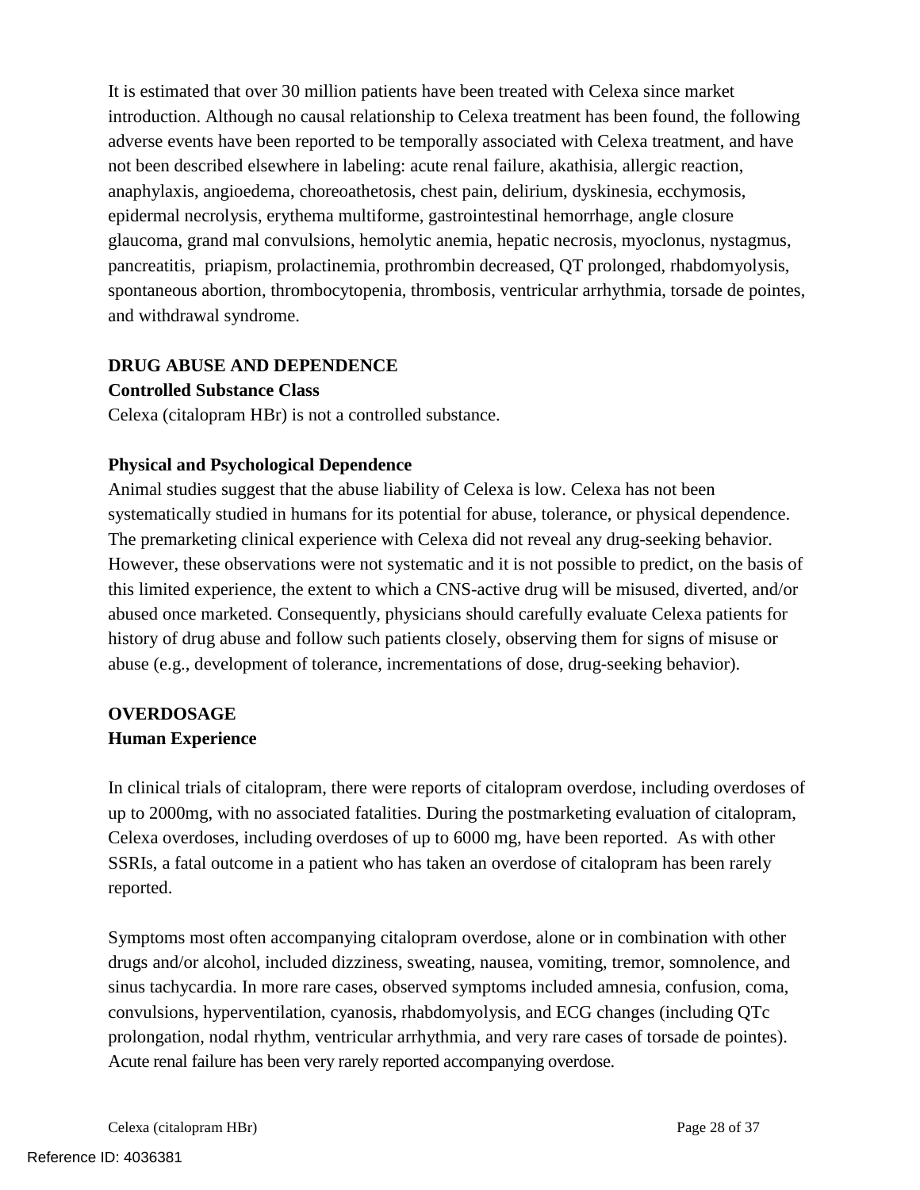It is estimated that over 30 million patients have been treated with Celexa since market introduction. Although no causal relationship to Celexa treatment has been found, the following adverse events have been reported to be temporally associated with Celexa treatment, and have not been described elsewhere in labeling: acute renal failure, akathisia, allergic reaction, anaphylaxis, angioedema, choreoathetosis, chest pain, delirium, dyskinesia, ecchymosis, epidermal necrolysis, erythema multiforme, gastrointestinal hemorrhage, angle closure glaucoma, grand mal convulsions, hemolytic anemia, hepatic necrosis, myoclonus, nystagmus, pancreatitis, priapism, prolactinemia, prothrombin decreased, QT prolonged, rhabdomyolysis, spontaneous abortion, thrombocytopenia, thrombosis, ventricular arrhythmia, torsade de pointes, and withdrawal syndrome.

## DRUG ABUSE AND DEPENDENCE

### Controlled Substance Class

Celexa (citalopram HBr) is not a controlled substance.

### Physical and Psychological Dependence

Animal studies suggest that the abuse liability of Celexa is low. Celexa has not been systematically studied in humans for its potential for abuse, tolerance, or physical dependence. The premarketing clinical experience with Celexa did not reveal any drug-seeking behavior. However, these observations were not systematic and it is not possible to predict, on the basis of this limited experience, the extent to which a CNS-active drug will be misused, diverted, and/or abused once marketed. Consequently, physicians should carefully evaluate Celexa patients for history of drug abuse and follow such patients closely, observing them for signs of misuse or abuse (e.g., development of tolerance, incrementations of dose, drug-seeking behavior).

## OVERDOSAGE

### Human Experience

In clinical trials of citalopram, there were reports of citalopram overdose, including overdoses of up to 2000mg, with no associated fatalities. During the postmarketing evaluation of citalopram, Celexa overdoses, including overdoses of up to 6000 mg, have been reported. As with other SSRIs, a fatal outcome in a patient who has taken an overdose of citalopram has been rarely reported.

Symptoms most often accompanying citalopram overdose, alone or in combination with other drugs and/or alcohol, included dizziness, sweating, nausea, vomiting, tremor, somnolence, and sinus tachycardia. In more rare cases, observed symptoms included amnesia, confusion, coma, convulsions, hyperventilation, cyanosis, rhabdomyolysis, and ECG changes (including QTc prolongation, nodal rhythm, ventricular arrhythmia, and very rare cases of torsade de pointes). Acute renal failure has been very rarely reported accompanying overdose.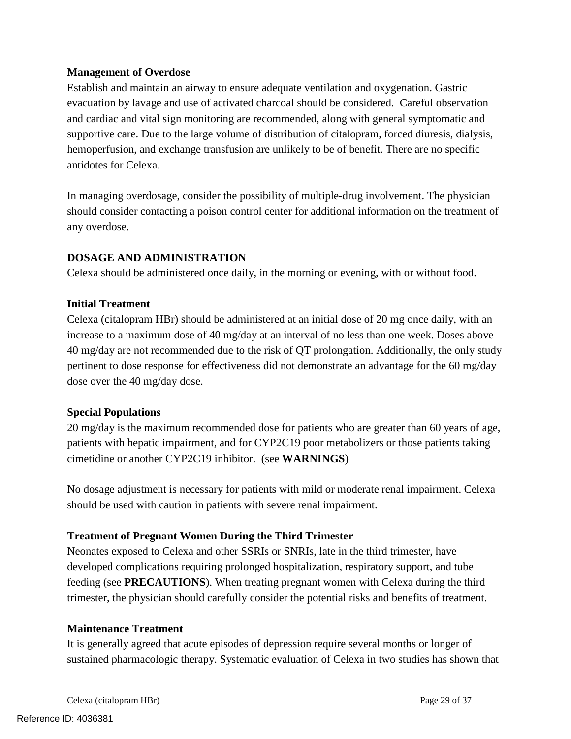### Management of Overdose

Establish and maintain an airway to ensure adequate ventilation and oxygenation. Gastric evacuation by lavage and use of activated charcoal should be considered. Careful observation and cardiac and vital sign monitoring are recommended, along with general symptomatic and supportive care. Due to the large volume of distribution of citalopram, forced diuresis, dialysis, hemoperfusion, and exchange transfusion are unlikely to be of benefit. There are no specific antidotes for Celexa.

In managing overdosage, consider the possibility of multiple-drug involvement. The physician should consider contacting a poison control center for additional information on the treatment of any overdose.

## DOSAGE AND ADMINISTRATION

Celexa should be administered once daily, in the morning or evening, with or without food.

### Initial Treatment

Celexa (citalopram HBr) should be administered at an initial dose of 20 mg once daily, with an increase to a maximum dose of 40 mg/day at an interval of no less than one week. Doses above 40 mg/day are not recommended due to the risk of QT prolongation. Additionally, the only study pertinent to dose response for effectiveness did not demonstrate an advantage for the 60 mg/day dose over the 40 mg/day dose.

### Special Populations

20 mg/day is the maximum recommended dose for patients who are greater than 60 years of age, patients with hepatic impairment, and for CYP2C19 poor metabolizers or those patients taking cimetidine or another CYP2C19 inhibitor. (see **WARNINGS**)

No dosage adjustment is necessary for patients with mild or moderate renal impairment. Celexa should be used with caution in patients with severe renal impairment.

### Treatment of Pregnant Women During the Third Trimester

Neonates exposed to Celexa and other SSRIs or SNRIs, late in the third trimester, have developed complications requiring prolonged hospitalization, respiratory support, and tube feeding (see **PRECAUTIONS**). When treating pregnant women with Celexa during the third trimester, the physician should carefully consider the potential risks and benefits of treatment.

### Maintenance Treatment

It is generally agreed that acute episodes of depression require several months or longer of sustained pharmacologic therapy. Systematic evaluation of Celexa in two studies has shown that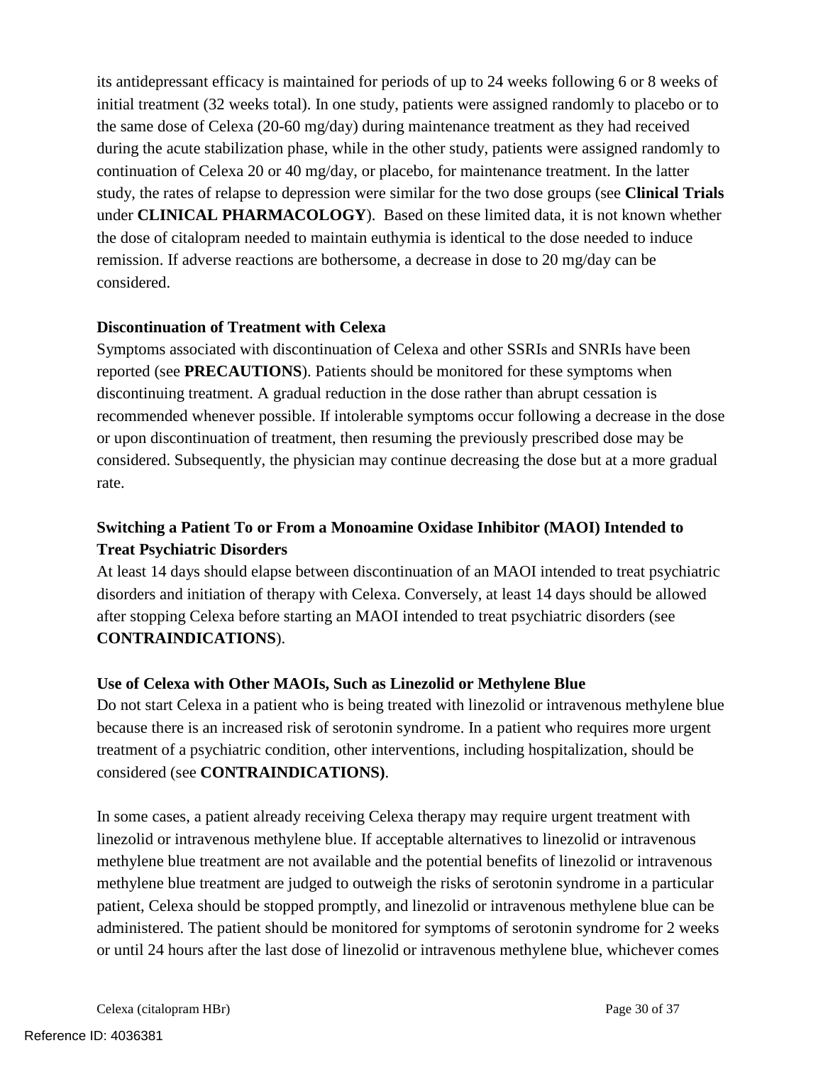its antidepressant efficacy is maintained for periods of up to 24 weeks following 6 or 8 weeks of initial treatment (32 weeks total). In one study, patients were assigned randomly to placebo or to the same dose of Celexa (20-60 mg/day) during maintenance treatment as they had received during the acute stabilization phase, while in the other study, patients were assigned randomly to continuation of Celexa 20 or 40 mg/day, or placebo, for maintenance treatment. In the latter study, the rates of relapse to depression were similar for the two dose groups (see **Clinical Trials** under **CLINICAL PHARMACOLOGY**). Based on these limited data, it is not known whether the dose of citalopram needed to maintain euthymia is identical to the dose needed to induce remission. If adverse reactions are bothersome, a decrease in dose to 20 mg/day can be considered.

**Discontinuation of Treatment with Celexa**

Symptoms associated with discontinuation of Celexa and other SSRIs and SNRIs have been reported (see **PRECAUTIONS**). Patients should be monitored for these symptoms when discontinuing treatment. A gradual reduction in the dose rather than abrupt cessation is recommended whenever possible. If intolerable symptoms occur following a decrease in the dose or upon discontinuation of treatment, then resuming the previously prescribed dose may be considered. Subsequently, the physician may continue decreasing the dose but at a more gradual rate.

**Switching a Patient To or From a Monoamine Oxidase Inhibitor (MAOI) Intended to Treat Psychiatric Disorders**

At least 14 days should elapse between discontinuation of an MAOI intended to treat psychiatric disorders and initiation of therapy with Celexa. Conversely, at least 14 days should be allowed after stopping Celexa before starting an MAOI intended to treat psychiatric disorders (see **CONTRAINDICATIONS**).

**Use of Celexa with Other MAOIs, Such as Linezolid or Methylene Blue**

Do not start Celexa in a patient who is being treated with linezolid or intravenous methylene blue because there is an increased risk of serotonin syndrome. In a patient who requires more urgent treatment of a psychiatric condition, other interventions, including hospitalization, should be considered (see **CONTRAINDICATIONS)**.

In some cases, a patient already receiving Celexa therapy may require urgent treatment with linezolid or intravenous methylene blue. If acceptable alternatives to linezolid or intravenous methylene blue treatment are not available and the potential benefits of linezolid or intravenous methylene blue treatment are judged to outweigh the risks of serotonin syndrome in a particular patient, Celexa should be stopped promptly, and linezolid or intravenous methylene blue can be administered. The patient should be monitored for symptoms of serotonin syndrome for 2 weeks or until 24 hours after the last dose of linezolid or intravenous methylene blue, whichever comes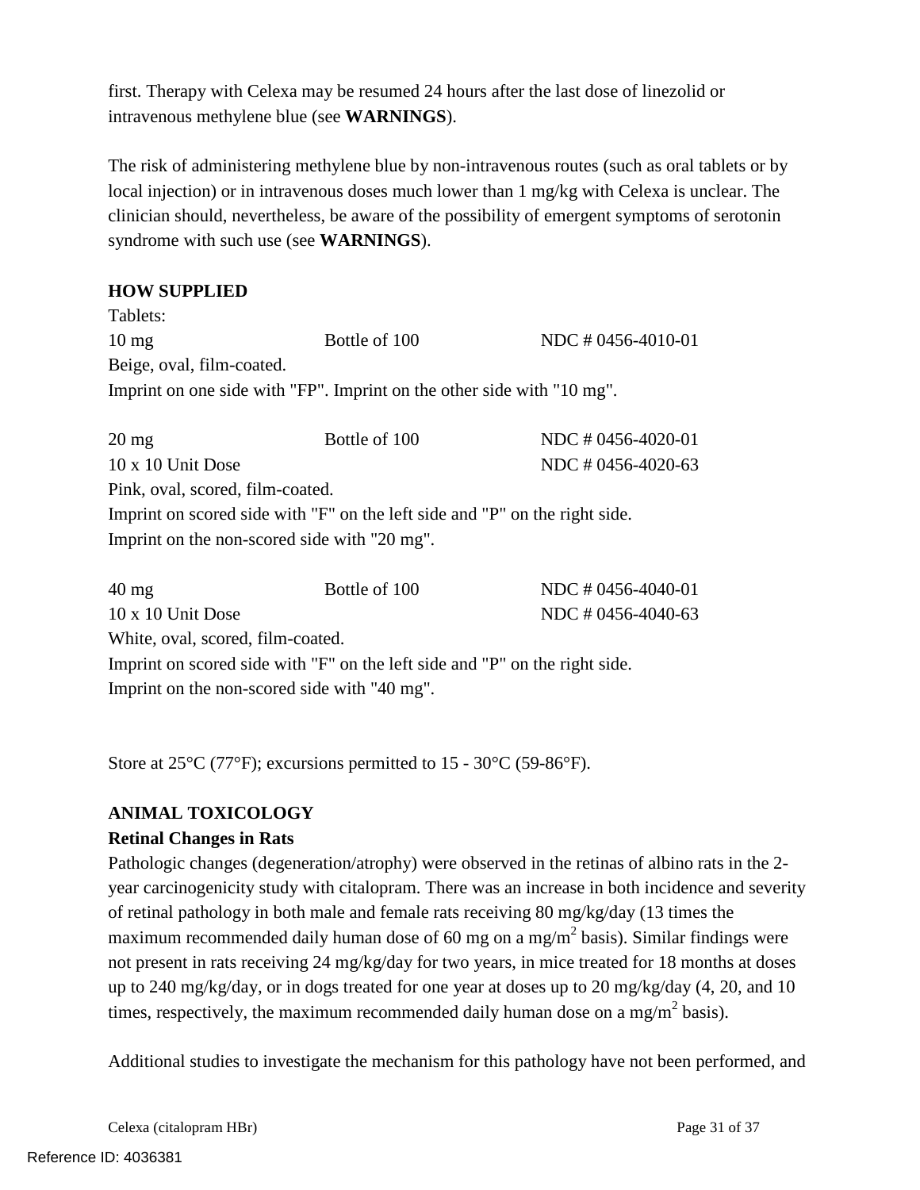first. Therapy with Celexa may be resumed 24 hours after the last dose of linezolid or intravenous methylene blue (see **WARNINGS**).

The risk of administering methylene blue by non-intravenous routes (such as oral tablets or by local injection) or in intravenous doses much lower than 1 mg/kg with Celexa is unclear. The clinician should, nevertheless, be aware of the possibility of emergent symptoms of serotonin syndrome with such use (see **WARNINGS**).

## HOW SUPPLIED

Tablets:

| | | |
|---|---|---|
| 10 mg | Bottle of 100 | NDC # 0456-4010-01 |

Beige, oval, film-coated.
Imprint on one side with "FP". Imprint on the other side with "10 mg".

| | | |
|---|---|---|
| 20 mg | Bottle of 100 | NDC # 0456-4020-01 |
| 10 x 10 Unit Dose | | NDC # 0456-4020-63 |

Pink, oval, scored, film-coated.
Imprint on scored side with "F" on the left side and "P" on the right side.
Imprint on the non-scored side with "20 mg".

| | | |
|---|---|---|
| 40 mg | Bottle of 100 | NDC # 0456-4040-01 |
| 10 x 10 Unit Dose | | NDC # 0456-4040-63 |

White, oval, scored, film-coated.
Imprint on scored side with "F" on the left side and "P" on the right side.
Imprint on the non-scored side with "40 mg".

Store at 25°C (77°F); excursions permitted to 15 - 30°C (59-86°F).

## ANIMAL TOXICOLOGY

### Retinal Changes in Rats

Pathologic changes (degeneration/atrophy) were observed in the retinas of albino rats in the 2-year carcinogenicity study with citalopram. There was an increase in both incidence and severity of retinal pathology in both male and female rats receiving 80 mg/kg/day (13 times the maximum recommended daily human dose of 60 mg on a $mg/m^2$ basis). Similar findings were not present in rats receiving 24 mg/kg/day for two years, in mice treated for 18 months at doses up to 240 mg/kg/day, or in dogs treated for one year at doses up to 20 mg/kg/day (4, 20, and 10 times, respectively, the maximum recommended daily human dose on a $mg/m^2$ basis).

Additional studies to investigate the mechanism for this pathology have not been performed, and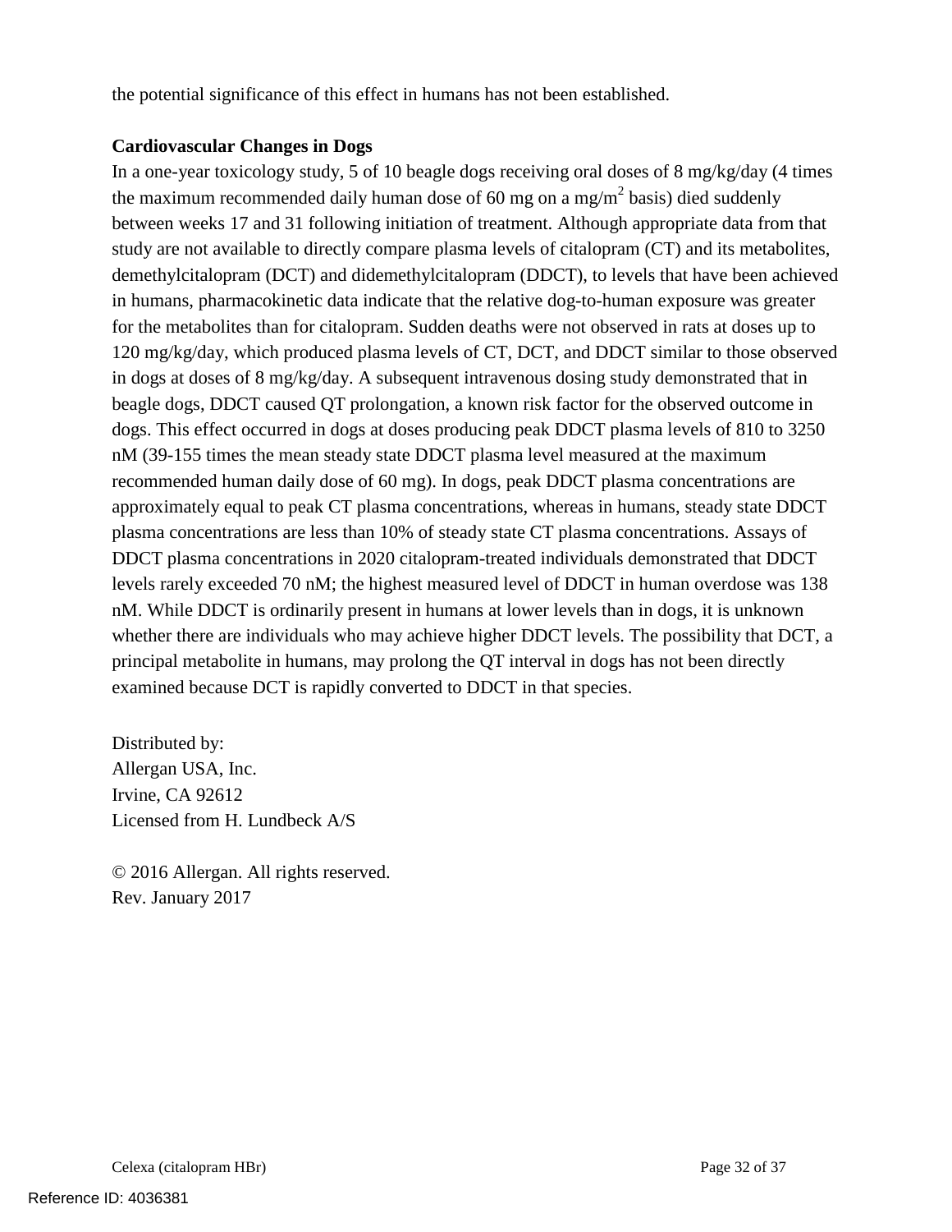the potential significance of this effect in humans has not been established.

**Cardiovascular Changes in Dogs**

In a one-year toxicology study, 5 of 10 beagle dogs receiving oral doses of 8 mg/kg/day (4 times the maximum recommended daily human dose of 60 mg on a $mg/m^2$ basis) died suddenly between weeks 17 and 31 following initiation of treatment. Although appropriate data from that study are not available to directly compare plasma levels of citalopram (CT) and its metabolites, demethylcitalopram (DCT) and didemethylcitalopram (DDCT), to levels that have been achieved in humans, pharmacokinetic data indicate that the relative dog-to-human exposure was greater for the metabolites than for citalopram. Sudden deaths were not observed in rats at doses up to 120 mg/kg/day, which produced plasma levels of CT, DCT, and DDCT similar to those observed in dogs at doses of 8 mg/kg/day. A subsequent intravenous dosing study demonstrated that in beagle dogs, DDCT caused QT prolongation, a known risk factor for the observed outcome in dogs. This effect occurred in dogs at doses producing peak DDCT plasma levels of 810 to 3250 nM (39-155 times the mean steady state DDCT plasma level measured at the maximum recommended human daily dose of 60 mg). In dogs, peak DDCT plasma concentrations are approximately equal to peak CT plasma concentrations, whereas in humans, steady state DDCT plasma concentrations are less than 10% of steady state CT plasma concentrations. Assays of DDCT plasma concentrations in 2020 citalopram-treated individuals demonstrated that DDCT levels rarely exceeded 70 nM; the highest measured level of DDCT in human overdose was 138 nM. While DDCT is ordinarily present in humans at lower levels than in dogs, it is unknown whether there are individuals who may achieve higher DDCT levels. The possibility that DCT, a principal metabolite in humans, may prolong the QT interval in dogs has not been directly examined because DCT is rapidly converted to DDCT in that species.

Distributed by:
Allergan USA, Inc.
Irvine, CA 92612
Licensed from H. Lundbeck A/S

© 2016 Allergan. All rights reserved.
Rev. January 2017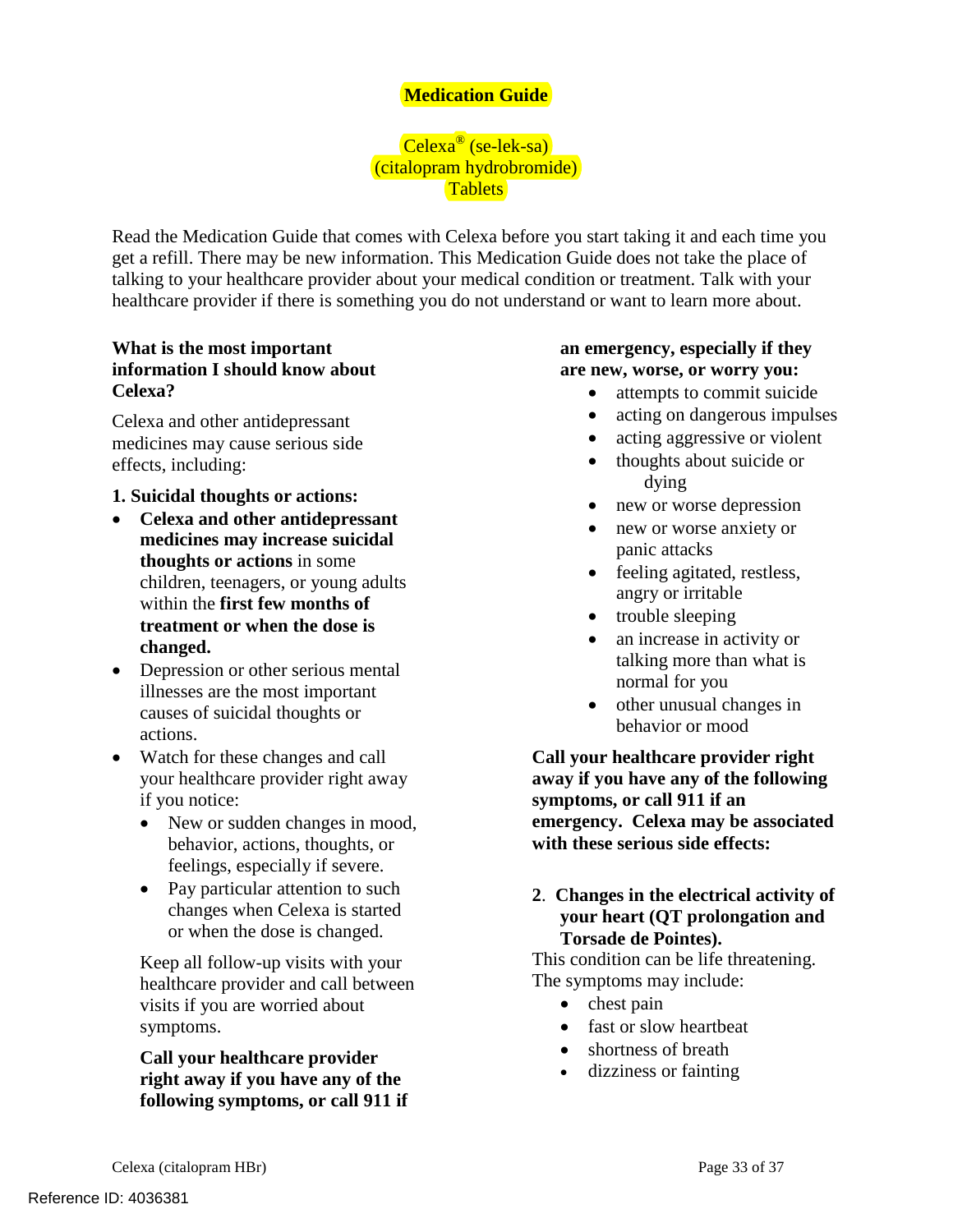# Medication Guide

## Celexa® (se-lek-sa) (citalopram hydrobromide) Tablets

Read the Medication Guide that comes with Celexa before you start taking it and each time you get a refill. There may be new information. This Medication Guide does not take the place of talking to your healthcare provider about your medical condition or treatment. Talk with your healthcare provider if there is something you do not understand or want to learn more about.

**What is the most important information I should know about Celexa?**

Celexa and other antidepressant medicines may cause serious side effects, including:

**1. Suicidal thoughts or actions:**

- **Celexa and other antidepressant medicines may increase suicidal thoughts or actions** in some children, teenagers, or young adults within the **first few months of treatment or when the dose is changed.**
- Depression or other serious mental illnesses are the most important causes of suicidal thoughts or actions.
- Watch for these changes and call your healthcare provider right away if you notice:
  - New or sudden changes in mood, behavior, actions, thoughts, or feelings, especially if severe.
  - Pay particular attention to such changes when Celexa is started or when the dose is changed.

  Keep all follow-up visits with your healthcare provider and call between visits if you are worried about symptoms.

  **Call your healthcare provider right away if you have any of the following symptoms, or call 911 if an emergency, especially if they are new, worse, or worry you:**

  - attempts to commit suicide
  - acting on dangerous impulses
  - acting aggressive or violent
  - thoughts about suicide or dying
  - new or worse depression
  - new or worse anxiety or panic attacks
  - feeling agitated, restless, angry or irritable
  - trouble sleeping
  - an increase in activity or talking more than what is normal for you
  - other unusual changes in behavior or mood

**Call your healthcare provider right away if you have any of the following symptoms, or call 911 if an emergency. Celexa may be associated with these serious side effects:**

**2. Changes in the electrical activity of your heart (QT prolongation and Torsade de Pointes).**

This condition can be life threatening. The symptoms may include:

- chest pain
- fast or slow heartbeat
- shortness of breath
- dizziness or fainting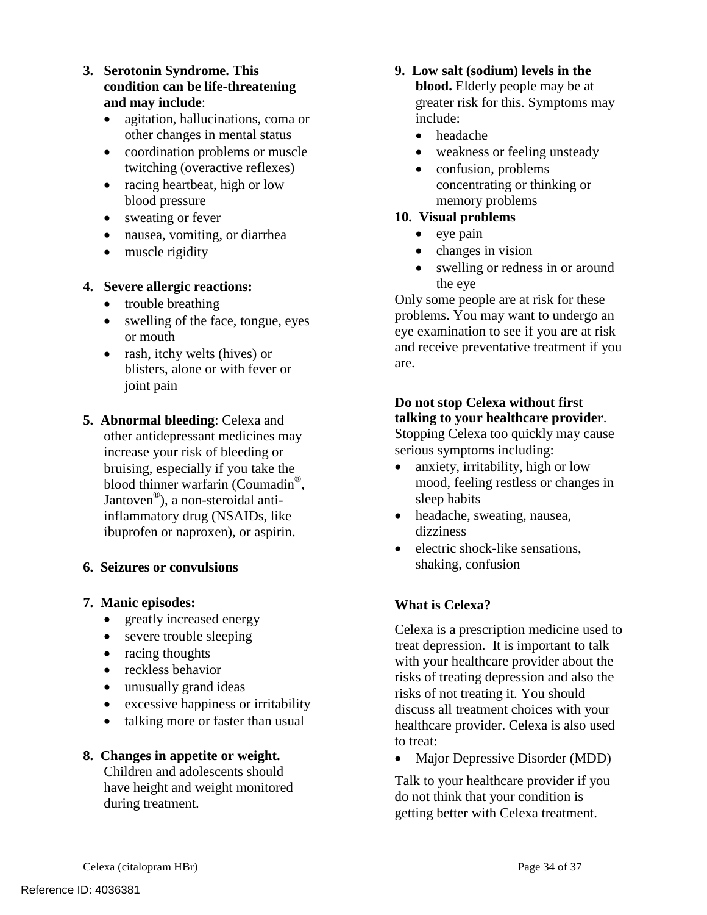3. **Serotonin Syndrome. This condition can be life-threatening and may include**:
   - agitation, hallucinations, coma or other changes in mental status
   - coordination problems or muscle twitching (overactive reflexes)
   - racing heartbeat, high or low blood pressure
   - sweating or fever
   - nausea, vomiting, or diarrhea
   - muscle rigidity

4. **Severe allergic reactions:**
   - trouble breathing
   - swelling of the face, tongue, eyes or mouth
   - rash, itchy welts (hives) or blisters, alone or with fever or joint pain

5. **Abnormal bleeding**: Celexa and other antidepressant medicines may increase your risk of bleeding or bruising, especially if you take the blood thinner warfarin (Coumadin®, Jantoven®), a non-steroidal anti-inflammatory drug (NSAIDs, like ibuprofen or naproxen), or aspirin.

6. **Seizures or convulsions**

7. **Manic episodes:**
   - greatly increased energy
   - severe trouble sleeping
   - racing thoughts
   - reckless behavior
   - unusually grand ideas
   - excessive happiness or irritability
   - talking more or faster than usual

8. **Changes in appetite or weight.** Children and adolescents should have height and weight monitored during treatment.

9. **Low salt (sodium) levels in the blood.** Elderly people may be at greater risk for this. Symptoms may include:
   - headache
   - weakness or feeling unsteady
   - confusion, problems concentrating or thinking or memory problems

10. **Visual problems**
    - eye pain
    - changes in vision
    - swelling or redness in or around the eye

Only some people are at risk for these problems. You may want to undergo an eye examination to see if you are at risk and receive preventative treatment if you are.

**Do not stop Celexa without first talking to your healthcare provider**. Stopping Celexa too quickly may cause serious symptoms including:

- anxiety, irritability, high or low mood, feeling restless or changes in sleep habits
- headache, sweating, nausea, dizziness
- electric shock-like sensations, shaking, confusion

**What is Celexa?**

Celexa is a prescription medicine used to treat depression. It is important to talk with your healthcare provider about the risks of treating depression and also the risks of not treating it. You should discuss all treatment choices with your healthcare provider. Celexa is also used to treat:

- Major Depressive Disorder (MDD)

Talk to your healthcare provider if you do not think that your condition is getting better with Celexa treatment.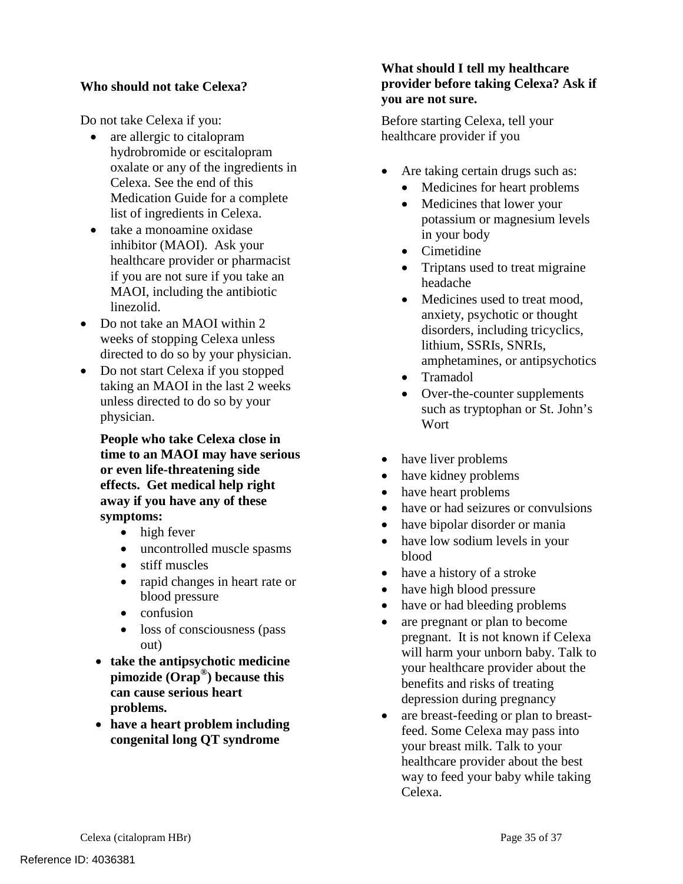**Who should not take Celexa?**

Do not take Celexa if you:

- are allergic to citalopram hydrobromide or escitalopram oxalate or any of the ingredients in Celexa. See the end of this Medication Guide for a complete list of ingredients in Celexa.
- take a monoamine oxidase inhibitor (MAOI). Ask your healthcare provider or pharmacist if you are not sure if you take an MAOI, including the antibiotic linezolid.
- Do not take an MAOI within 2 weeks of stopping Celexa unless directed to do so by your physician.
- Do not start Celexa if you stopped taking an MAOI in the last 2 weeks unless directed to do so by your physician.

  **People who take Celexa close in time to an MAOI may have serious or even life-threatening side effects. Get medical help right away if you have any of these symptoms:**

  - high fever
  - uncontrolled muscle spasms
  - stiff muscles
  - rapid changes in heart rate or blood pressure
  - confusion
  - loss of consciousness (pass out)

- **take the antipsychotic medicine pimozide (Orap®) because this can cause serious heart problems.**
- **have a heart problem including congenital long QT syndrome**

**What should I tell my healthcare provider before taking Celexa? Ask if you are not sure.**

Before starting Celexa, tell your healthcare provider if you

- Are taking certain drugs such as:
  - Medicines for heart problems
  - Medicines that lower your potassium or magnesium levels in your body
  - Cimetidine
  - Triptans used to treat migraine headache
  - Medicines used to treat mood, anxiety, psychotic or thought disorders, including tricyclics, lithium, SSRIs, SNRIs, amphetamines, or antipsychotics
  - Tramadol
  - Over-the-counter supplements such as tryptophan or St. John's Wort

- have liver problems
- have kidney problems
- have heart problems
- have or had seizures or convulsions
- have bipolar disorder or mania
- have low sodium levels in your blood
- have a history of a stroke
- have high blood pressure
- have or had bleeding problems
- are pregnant or plan to become pregnant. It is not known if Celexa will harm your unborn baby. Talk to your healthcare provider about the benefits and risks of treating depression during pregnancy
- are breast-feeding or plan to breast-feed. Some Celexa may pass into your breast milk. Talk to your healthcare provider about the best way to feed your baby while taking Celexa.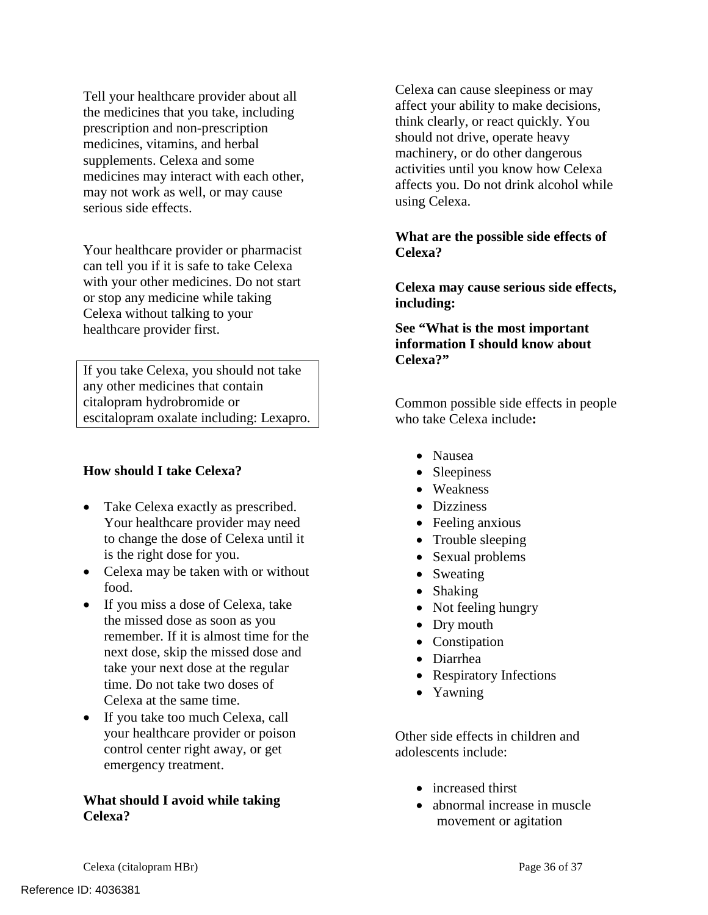Tell your healthcare provider about all the medicines that you take, including prescription and non-prescription medicines, vitamins, and herbal supplements. Celexa and some medicines may interact with each other, may not work as well, or may cause serious side effects.

Your healthcare provider or pharmacist can tell you if it is safe to take Celexa with your other medicines. Do not start or stop any medicine while taking Celexa without talking to your healthcare provider first.

If you take Celexa, you should not take any other medicines that contain citalopram hydrobromide or escitalopram oxalate including: Lexapro.

**How should I take Celexa?**

- Take Celexa exactly as prescribed. Your healthcare provider may need to change the dose of Celexa until it is the right dose for you.
- Celexa may be taken with or without food.
- If you miss a dose of Celexa, take the missed dose as soon as you remember. If it is almost time for the next dose, skip the missed dose and take your next dose at the regular time. Do not take two doses of Celexa at the same time.
- If you take too much Celexa, call your healthcare provider or poison control center right away, or get emergency treatment.

**What should I avoid while taking Celexa?**

Celexa can cause sleepiness or may affect your ability to make decisions, think clearly, or react quickly. You should not drive, operate heavy machinery, or do other dangerous activities until you know how Celexa affects you. Do not drink alcohol while using Celexa.

**What are the possible side effects of Celexa?**

**Celexa may cause serious side effects, including:**

**See "What is the most important information I should know about Celexa?"**

Common possible side effects in people who take Celexa include**:**

- Nausea
- Sleepiness
- Weakness
- Dizziness
- Feeling anxious
- Trouble sleeping
- Sexual problems
- Sweating
- Shaking
- Not feeling hungry
- Dry mouth
- Constipation
- Diarrhea
- Respiratory Infections
- Yawning

Other side effects in children and adolescents include:

- increased thirst
- abnormal increase in muscle movement or agitation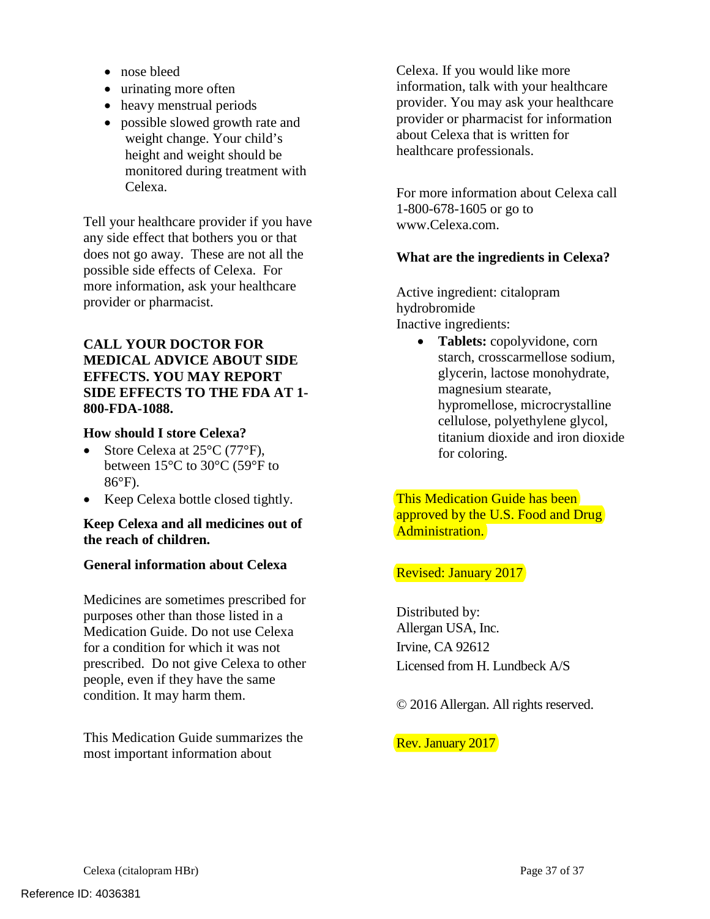- nose bleed
- urinating more often
- heavy menstrual periods
- possible slowed growth rate and weight change. Your child's height and weight should be monitored during treatment with Celexa.

Tell your healthcare provider if you have any side effect that bothers you or that does not go away. These are not all the possible side effects of Celexa. For more information, ask your healthcare provider or pharmacist.

**CALL YOUR DOCTOR FOR MEDICAL ADVICE ABOUT SIDE EFFECTS. YOU MAY REPORT SIDE EFFECTS TO THE FDA AT 1-800-FDA-1088.**

**How should I store Celexa?**

- Store Celexa at 25°C (77°F), between 15°C to 30°C (59°F to 86°F).
- Keep Celexa bottle closed tightly.

**Keep Celexa and all medicines out of the reach of children.**

**General information about Celexa**

Medicines are sometimes prescribed for purposes other than those listed in a Medication Guide. Do not use Celexa for a condition for which it was not prescribed. Do not give Celexa to other people, even if they have the same condition. It may harm them.

This Medication Guide summarizes the most important information about Celexa. If you would like more information, talk with your healthcare provider. You may ask your healthcare provider or pharmacist for information about Celexa that is written for healthcare professionals.

For more information about Celexa call 1-800-678-1605 or go to www.Celexa.com.

**What are the ingredients in Celexa?**

Active ingredient: citalopram hydrobromide

Inactive ingredients:

- **Tablets:** copolyvidone, corn starch, crosscarmellose sodium, glycerin, lactose monohydrate, magnesium stearate, hypromellose, microcrystalline cellulose, polyethylene glycol, titanium dioxide and iron dioxide for coloring.

This Medication Guide has been approved by the U.S. Food and Drug Administration.

Revised: January 2017

Distributed by:
Allergan USA, Inc.
Irvine, CA 92612
Licensed from H. Lundbeck A/S

© 2016 Allergan. All rights reserved.

Rev. January 2017